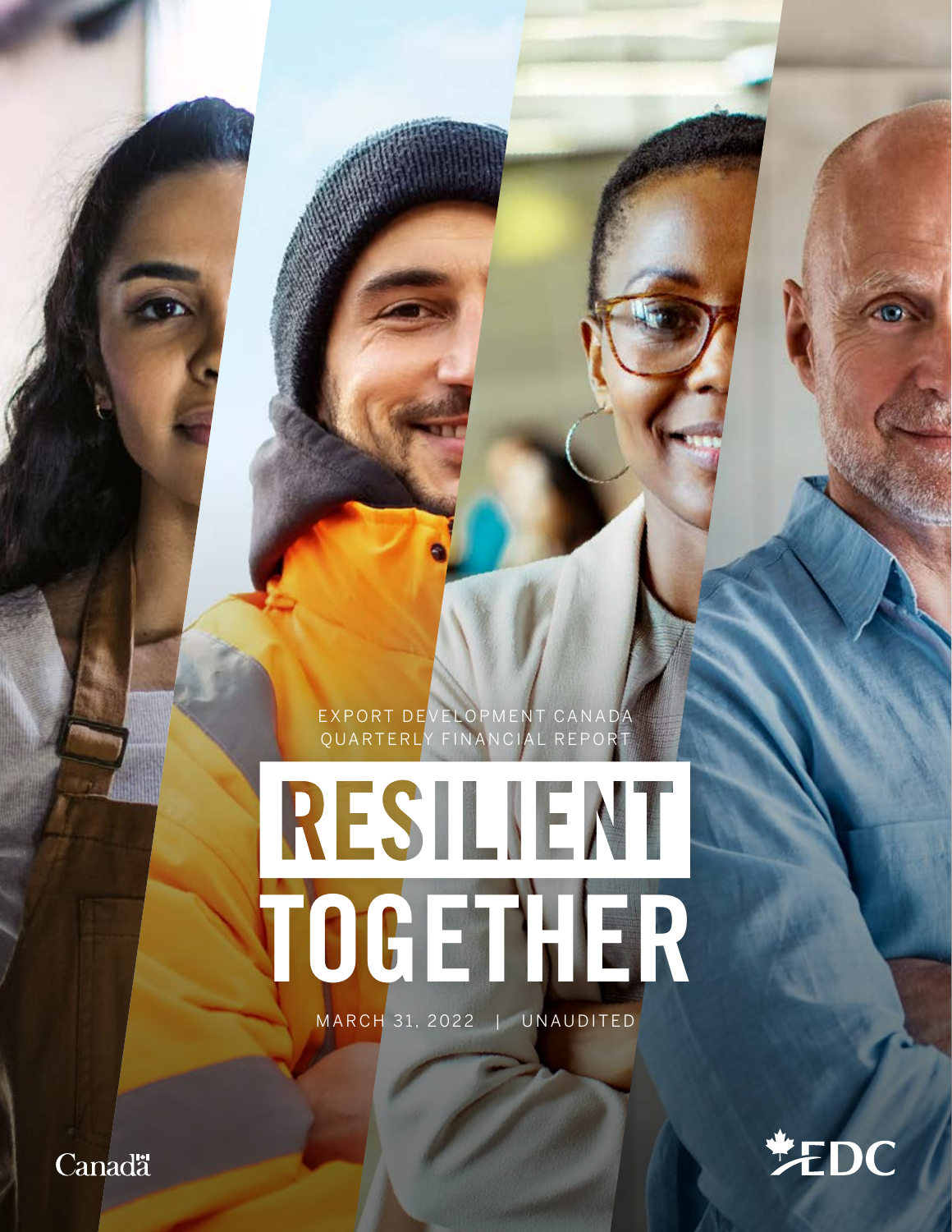EXPORT DEVELOPMENT CANADA
QUARTERLY FINANCIAL REPORT

# RESILIENT TOGETHER

MARCH 31, 2022 | UNAUDITED

Canada

EDC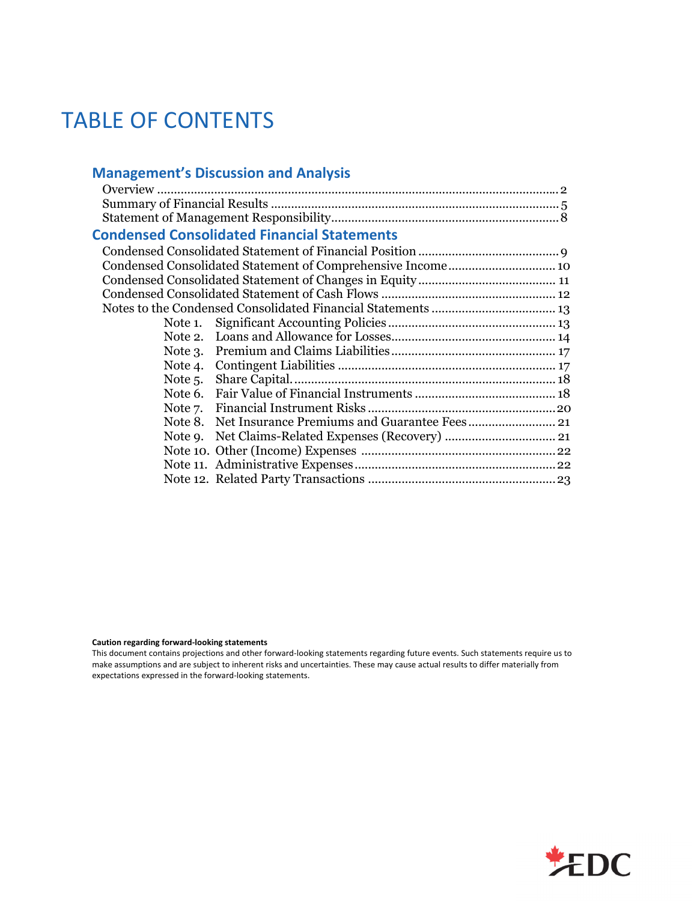# TABLE OF CONTENTS

## Management's Discussion and Analysis

Overview ........................................................................................................................ 2
Summary of Financial Results ..................................................................................... 5
Statement of Management Responsibility.................................................................... 8

## Condensed Consolidated Financial Statements

Condensed Consolidated Statement of Financial Position .......................................... 9
Condensed Consolidated Statement of Comprehensive Income ................................ 10
Condensed Consolidated Statement of Changes in Equity ......................................... 11
Condensed Consolidated Statement of Cash Flows .................................................... 12
Notes to the Condensed Consolidated Financial Statements ..................................... 13

- Note 1. Significant Accounting Policies .................................................. 13
- Note 2. Loans and Allowance for Losses................................................. 14
- Note 3. Premium and Claims Liabilities................................................. 17
- Note 4. Contingent Liabilities ................................................................. 17
- Note 5. Share Capital............................................................................... 18
- Note 6. Fair Value of Financial Instruments .......................................... 18
- Note 7. Financial Instrument Risks ........................................................ 20
- Note 8. Net Insurance Premiums and Guarantee Fees .......................... 21
- Note 9. Net Claims-Related Expenses (Recovery) ................................. 21
- Note 10. Other (Income) Expenses .......................................................... 22
- Note 11. Administrative Expenses............................................................ 22
- Note 12. Related Party Transactions ........................................................ 23

**Caution regarding forward-looking statements**
This document contains projections and other forward-looking statements regarding future events. Such statements require us to make assumptions and are subject to inherent risks and uncertainties. These may cause actual results to differ materially from expectations expressed in the forward-looking statements.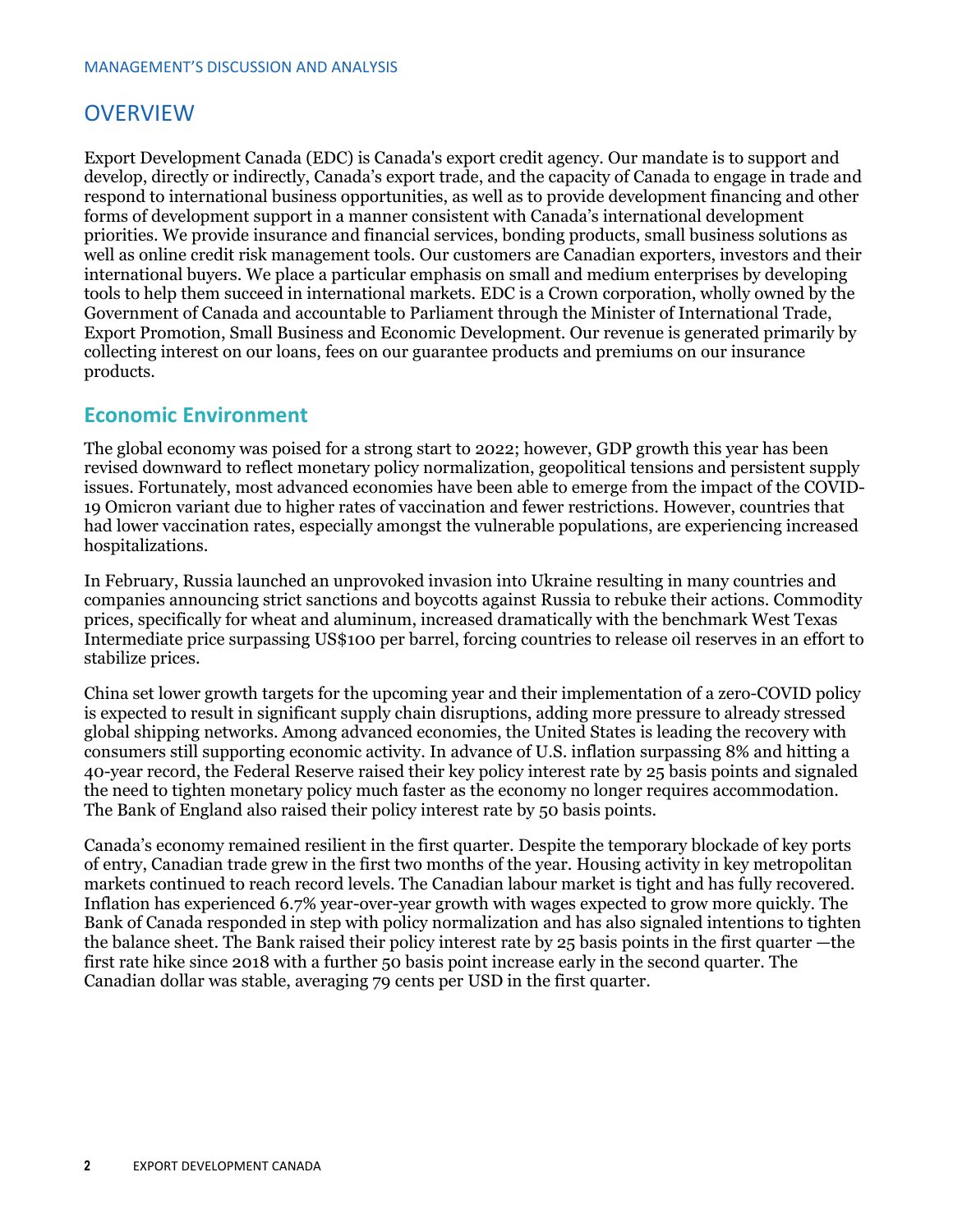# OVERVIEW

Export Development Canada (EDC) is Canada's export credit agency. Our mandate is to support and develop, directly or indirectly, Canada's export trade, and the capacity of Canada to engage in trade and respond to international business opportunities, as well as to provide development financing and other forms of development support in a manner consistent with Canada's international development priorities. We provide insurance and financial services, bonding products, small business solutions as well as online credit risk management tools. Our customers are Canadian exporters, investors and their international buyers. We place a particular emphasis on small and medium enterprises by developing tools to help them succeed in international markets. EDC is a Crown corporation, wholly owned by the Government of Canada and accountable to Parliament through the Minister of International Trade, Export Promotion, Small Business and Economic Development. Our revenue is generated primarily by collecting interest on our loans, fees on our guarantee products and premiums on our insurance products.

## Economic Environment

The global economy was poised for a strong start to 2022; however, GDP growth this year has been revised downward to reflect monetary policy normalization, geopolitical tensions and persistent supply issues. Fortunately, most advanced economies have been able to emerge from the impact of the COVID-19 Omicron variant due to higher rates of vaccination and fewer restrictions. However, countries that had lower vaccination rates, especially amongst the vulnerable populations, are experiencing increased hospitalizations.

In February, Russia launched an unprovoked invasion into Ukraine resulting in many countries and companies announcing strict sanctions and boycotts against Russia to rebuke their actions. Commodity prices, specifically for wheat and aluminum, increased dramatically with the benchmark West Texas Intermediate price surpassing US$100 per barrel, forcing countries to release oil reserves in an effort to stabilize prices.

China set lower growth targets for the upcoming year and their implementation of a zero-COVID policy is expected to result in significant supply chain disruptions, adding more pressure to already stressed global shipping networks. Among advanced economies, the United States is leading the recovery with consumers still supporting economic activity. In advance of U.S. inflation surpassing 8% and hitting a 40-year record, the Federal Reserve raised their key policy interest rate by 25 basis points and signaled the need to tighten monetary policy much faster as the economy no longer requires accommodation. The Bank of England also raised their policy interest rate by 50 basis points.

Canada's economy remained resilient in the first quarter. Despite the temporary blockade of key ports of entry, Canadian trade grew in the first two months of the year. Housing activity in key metropolitan markets continued to reach record levels. The Canadian labour market is tight and has fully recovered. Inflation has experienced 6.7% year-over-year growth with wages expected to grow more quickly. The Bank of Canada responded in step with policy normalization and has also signaled intentions to tighten the balance sheet. The Bank raised their policy interest rate by 25 basis points in the first quarter —the first rate hike since 2018 with a further 50 basis point increase early in the second quarter. The Canadian dollar was stable, averaging 79 cents per USD in the first quarter.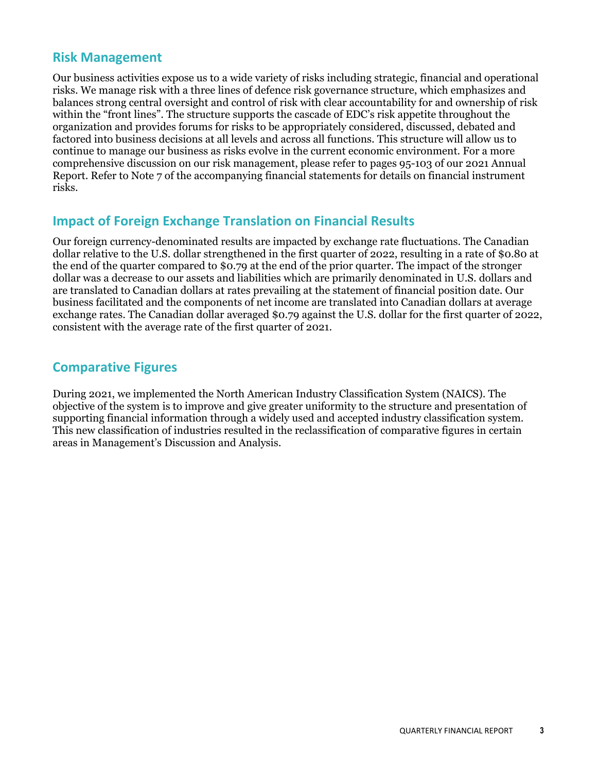## Risk Management

Our business activities expose us to a wide variety of risks including strategic, financial and operational risks. We manage risk with a three lines of defence risk governance structure, which emphasizes and balances strong central oversight and control of risk with clear accountability for and ownership of risk within the "front lines". The structure supports the cascade of EDC's risk appetite throughout the organization and provides forums for risks to be appropriately considered, discussed, debated and factored into business decisions at all levels and across all functions. This structure will allow us to continue to manage our business as risks evolve in the current economic environment. For a more comprehensive discussion on our risk management, please refer to pages 95-103 of our 2021 Annual Report. Refer to Note 7 of the accompanying financial statements for details on financial instrument risks.

## Impact of Foreign Exchange Translation on Financial Results

Our foreign currency-denominated results are impacted by exchange rate fluctuations. The Canadian dollar relative to the U.S. dollar strengthened in the first quarter of 2022, resulting in a rate of $0.80 at the end of the quarter compared to $0.79 at the end of the prior quarter. The impact of the stronger dollar was a decrease to our assets and liabilities which are primarily denominated in U.S. dollars and are translated to Canadian dollars at rates prevailing at the statement of financial position date. Our business facilitated and the components of net income are translated into Canadian dollars at average exchange rates. The Canadian dollar averaged $0.79 against the U.S. dollar for the first quarter of 2022, consistent with the average rate of the first quarter of 2021.

## Comparative Figures

During 2021, we implemented the North American Industry Classification System (NAICS). The objective of the system is to improve and give greater uniformity to the structure and presentation of supporting financial information through a widely used and accepted industry classification system. This new classification of industries resulted in the reclassification of comparative figures in certain areas in Management's Discussion and Analysis.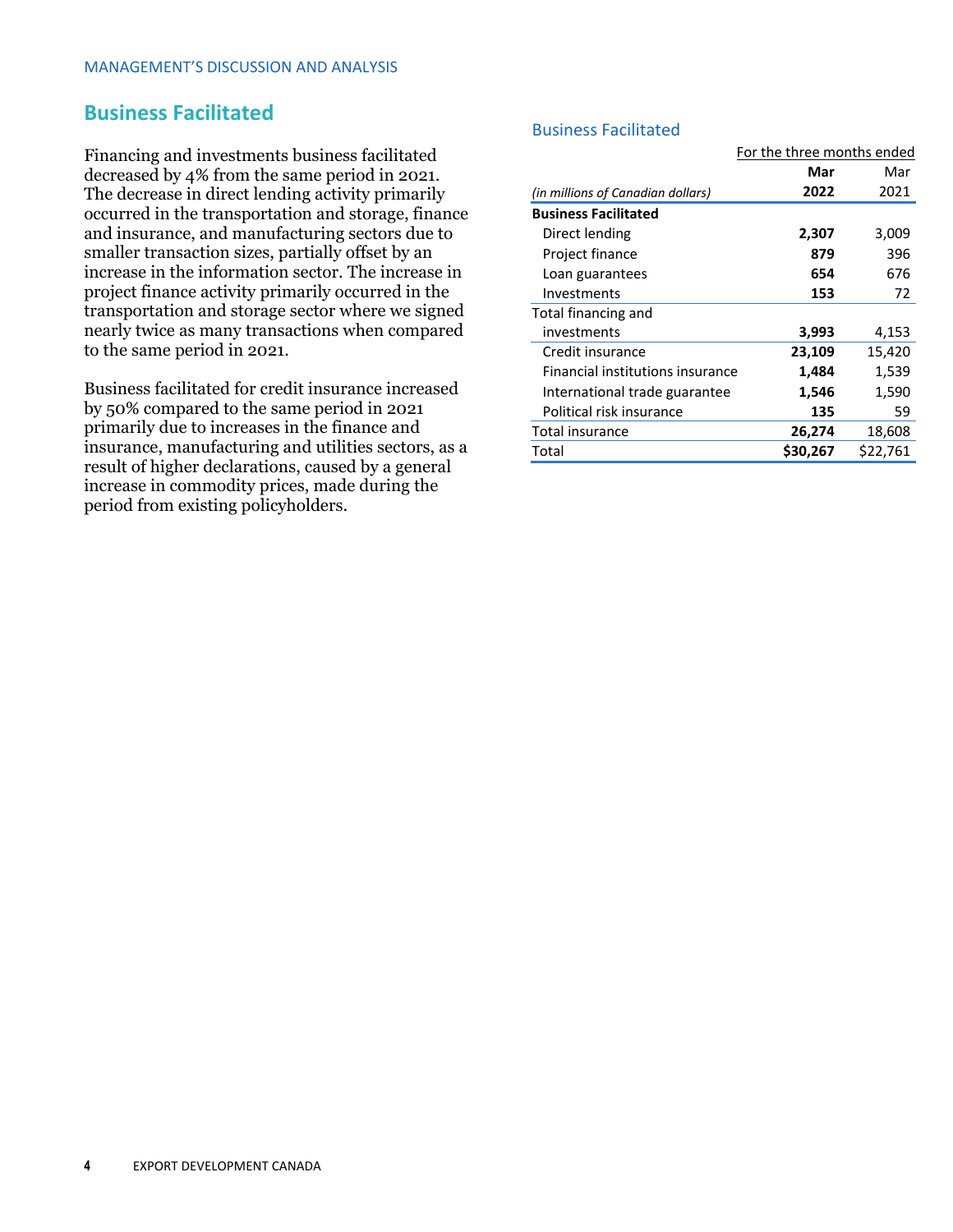## Business Facilitated

Financing and investments business facilitated decreased by 4% from the same period in 2021. The decrease in direct lending activity primarily occurred in the transportation and storage, finance and insurance, and manufacturing sectors due to smaller transaction sizes, partially offset by an increase in the information sector. The increase in project finance activity primarily occurred in the transportation and storage sector where we signed nearly twice as many transactions when compared to the same period in 2021.

Business facilitated for credit insurance increased by 50% compared to the same period in 2021 primarily due to increases in the finance and insurance, manufacturing and utilities sectors, as a result of higher declarations, caused by a general increase in commodity prices, made during the period from existing policyholders.

### Business Facilitated

| | For the three months ended | |
|---|---|---|
| *(in millions of Canadian dollars)* | **Mar 2022** | Mar 2021 |
| **Business Facilitated** | | |
| Direct lending | **2,307** | 3,009 |
| Project finance | **879** | 396 |
| Loan guarantees | **654** | 676 |
| Investments | **153** | 72 |
| Total financing and investments | **3,993** | 4,153 |
| Credit insurance | **23,109** | 15,420 |
| Financial institutions insurance | **1,484** | 1,539 |
| International trade guarantee | **1,546** | 1,590 |
| Political risk insurance | **135** | 59 |
| Total insurance | **26,274** | 18,608 |
| Total | **$30,267** | $22,761 |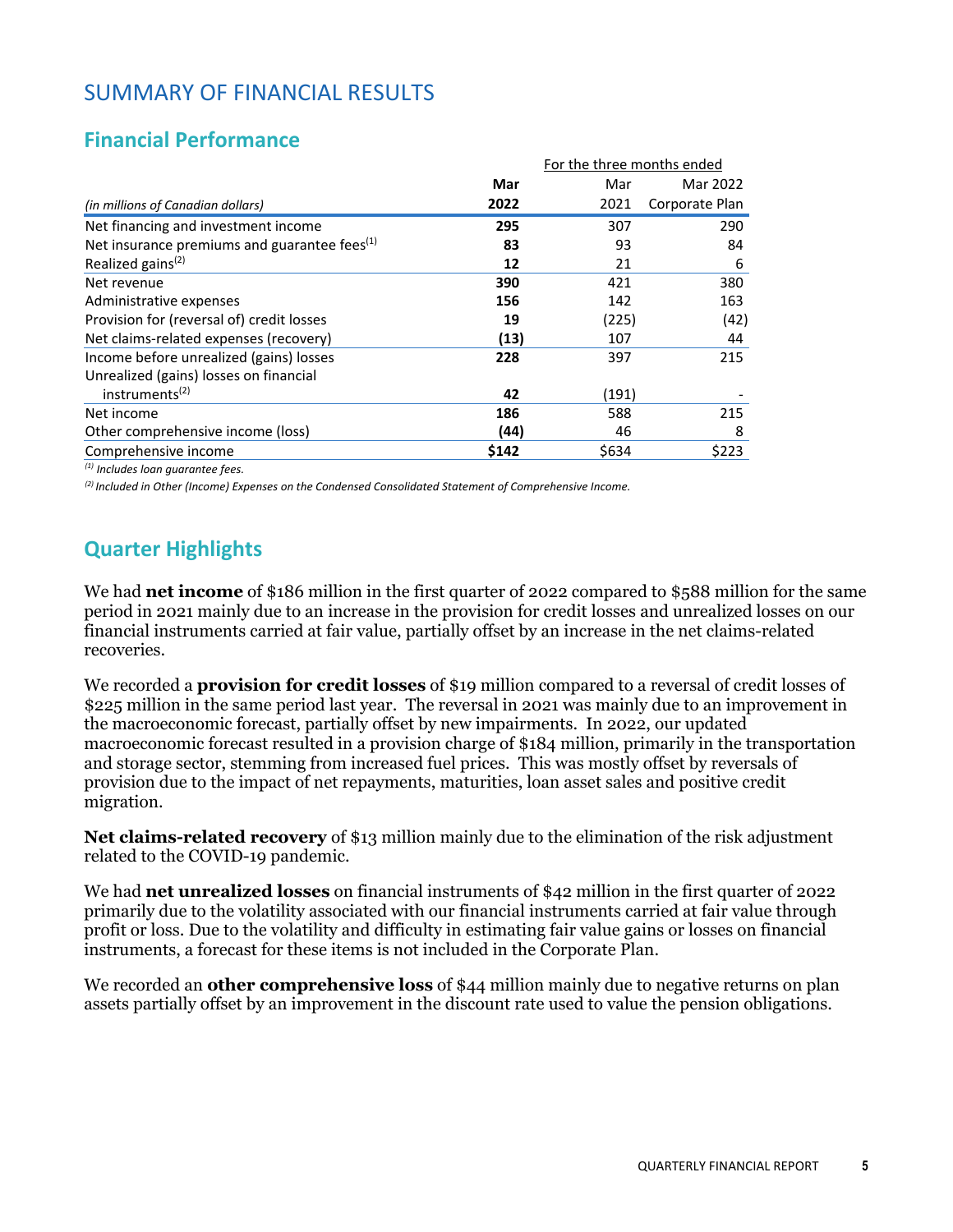# SUMMARY OF FINANCIAL RESULTS

## Financial Performance

| (in millions of Canadian dollars) | Mar 2022 | Mar 2021 | Mar 2022 Corporate Plan |
|---|---|---|---|
| | For the three months ended | | |
| Net financing and investment income | **295** | 307 | 290 |
| Net insurance premiums and guarantee fees[(1)] | **83** | 93 | 84 |
| Realized gains[(2)] | **12** | 21 | 6 |
| Net revenue | **390** | 421 | 380 |
| Administrative expenses | **156** | 142 | 163 |
| Provision for (reversal of) credit losses | **19** | (225) | (42) |
| Net claims-related expenses (recovery) | **(13)** | 107 | 44 |
| Income before unrealized (gains) losses | **228** | 397 | 215 |
| Unrealized (gains) losses on financial instruments[(2)] | **42** | (191) | - |
| Net income | **186** | 588 | 215 |
| Other comprehensive income (loss) | **(44)** | 46 | 8 |
| Comprehensive income | **$142** | $634 | $223 |

*[(1)] Includes loan guarantee fees.*

*[(2)] Included in Other (Income) Expenses on the Condensed Consolidated Statement of Comprehensive Income.*

## Quarter Highlights

We had **net income** of $186 million in the first quarter of 2022 compared to $588 million for the same period in 2021 mainly due to an increase in the provision for credit losses and unrealized losses on our financial instruments carried at fair value, partially offset by an increase in the net claims-related recoveries.

We recorded a **provision for credit losses** of $19 million compared to a reversal of credit losses of $225 million in the same period last year. The reversal in 2021 was mainly due to an improvement in the macroeconomic forecast, partially offset by new impairments. In 2022, our updated macroeconomic forecast resulted in a provision charge of $184 million, primarily in the transportation and storage sector, stemming from increased fuel prices. This was mostly offset by reversals of provision due to the impact of net repayments, maturities, loan asset sales and positive credit migration.

**Net claims-related recovery** of $13 million mainly due to the elimination of the risk adjustment related to the COVID-19 pandemic.

We had **net unrealized losses** on financial instruments of $42 million in the first quarter of 2022 primarily due to the volatility associated with our financial instruments carried at fair value through profit or loss. Due to the volatility and difficulty in estimating fair value gains or losses on financial instruments, a forecast for these items is not included in the Corporate Plan.

We recorded an **other comprehensive loss** of $44 million mainly due to negative returns on plan assets partially offset by an improvement in the discount rate used to value the pension obligations.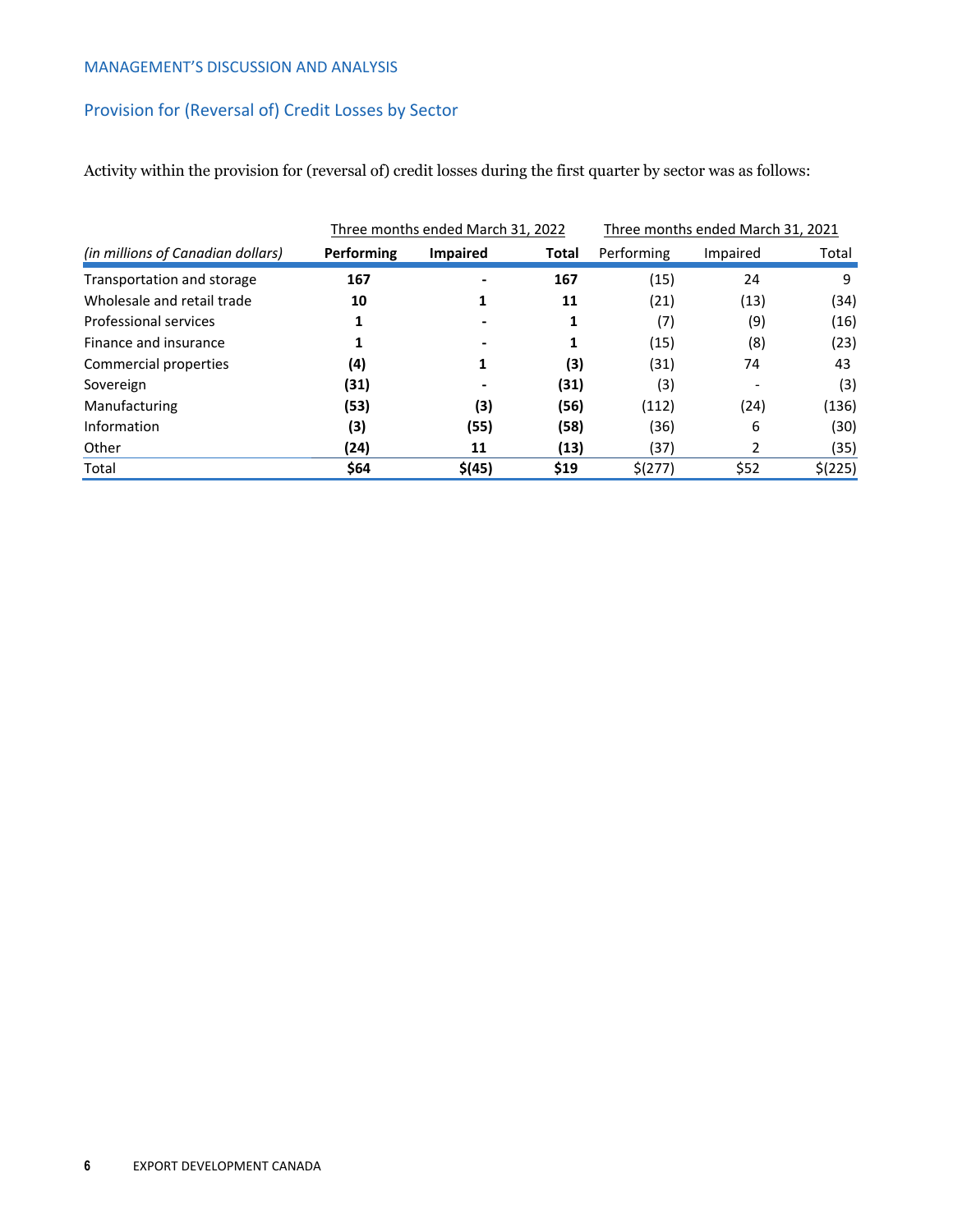## Provision for (Reversal of) Credit Losses by Sector

Activity within the provision for (reversal of) credit losses during the first quarter by sector was as follows:

| *(in millions of Canadian dollars)* | Three months ended March 31, 2022 | | | Three months ended March 31, 2021 | | |
|---|---|---|---|---|---|---|
| | **Performing** | **Impaired** | **Total** | Performing | Impaired | Total |
| Transportation and storage | **167** | **-** | **167** | (15) | 24 | 9 |
| Wholesale and retail trade | **10** | **1** | **11** | (21) | (13) | (34) |
| Professional services | **1** | **-** | **1** | (7) | (9) | (16) |
| Finance and insurance | **1** | **-** | **1** | (15) | (8) | (23) |
| Commercial properties | **(4)** | **1** | **(3)** | (31) | 74 | 43 |
| Sovereign | **(31)** | **-** | **(31)** | (3) | - | (3) |
| Manufacturing | **(53)** | **(3)** | **(56)** | (112) | (24) | (136) |
| Information | **(3)** | **(55)** | **(58)** | (36) | 6 | (30) |
| Other | **(24)** | **11** | **(13)** | (37) | 2 | (35) |
| Total | **$64** | **$(45)** | **$19** | $(277) | $52 | $(225) |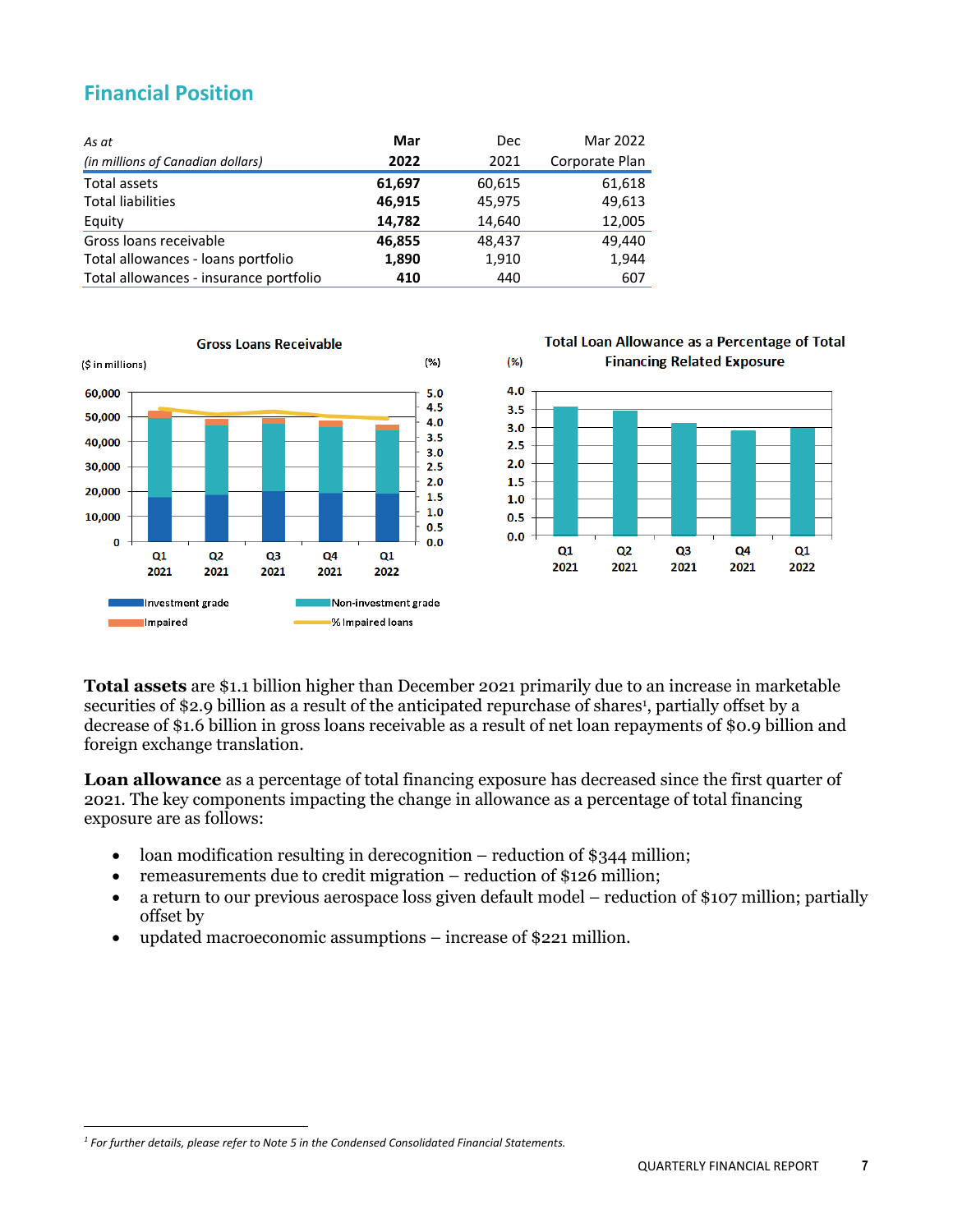## Financial Position

| *As at* *(in millions of Canadian dollars)* | **Mar 2022** | Dec 2021 | Mar 2022 Corporate Plan |
|---|---|---|---|
| Total assets | **61,697** | 60,615 | 61,618 |
| Total liabilities | **46,915** | 45,975 | 49,613 |
| Equity | **14,782** | 14,640 | 12,005 |
| Gross loans receivable | **46,855** | 48,437 | 49,440 |
| Total allowances - loans portfolio | **1,890** | 1,910 | 1,944 |
| Total allowances - insurance portfolio | **410** | 440 | 607 |

**Total assets** are $1.1 billion higher than December 2021 primarily due to an increase in marketable securities of $2.9 billion as a result of the anticipated repurchase of shares[1], partially offset by a decrease of $1.6 billion in gross loans receivable as a result of net loan repayments of $0.9 billion and foreign exchange translation.

**Loan allowance** as a percentage of total financing exposure has decreased since the first quarter of 2021. The key components impacting the change in allowance as a percentage of total financing exposure are as follows:

- loan modification resulting in derecognition – reduction of $344 million;
- remeasurements due to credit migration – reduction of $126 million;
- a return to our previous aerospace loss given default model – reduction of $107 million; partially offset by
- updated macroeconomic assumptions – increase of $221 million.

[1] *For further details, please refer to Note 5 in the Condensed Consolidated Financial Statements.*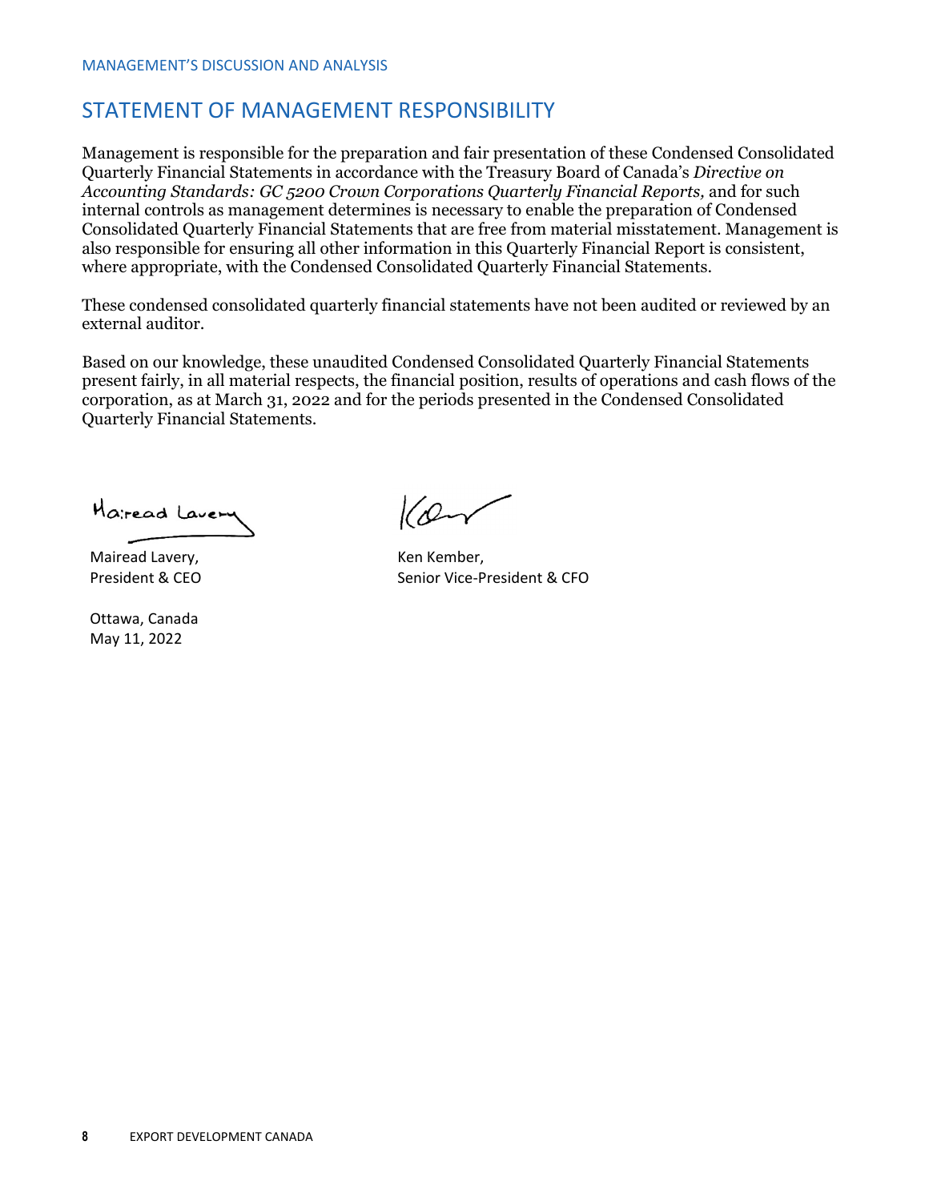## STATEMENT OF MANAGEMENT RESPONSIBILITY

Management is responsible for the preparation and fair presentation of these Condensed Consolidated Quarterly Financial Statements in accordance with the Treasury Board of Canada's *Directive on Accounting Standards: GC 5200 Crown Corporations Quarterly Financial Reports,* and for such internal controls as management determines is necessary to enable the preparation of Condensed Consolidated Quarterly Financial Statements that are free from material misstatement. Management is also responsible for ensuring all other information in this Quarterly Financial Report is consistent, where appropriate, with the Condensed Consolidated Quarterly Financial Statements.

These condensed consolidated quarterly financial statements have not been audited or reviewed by an external auditor.

Based on our knowledge, these unaudited Condensed Consolidated Quarterly Financial Statements present fairly, in all material respects, the financial position, results of operations and cash flows of the corporation, as at March 31, 2022 and for the periods presented in the Condensed Consolidated Quarterly Financial Statements.

Mairead Lavery,
President & CEO

Ken Kember,
Senior Vice-President & CFO

Ottawa, Canada
May 11, 2022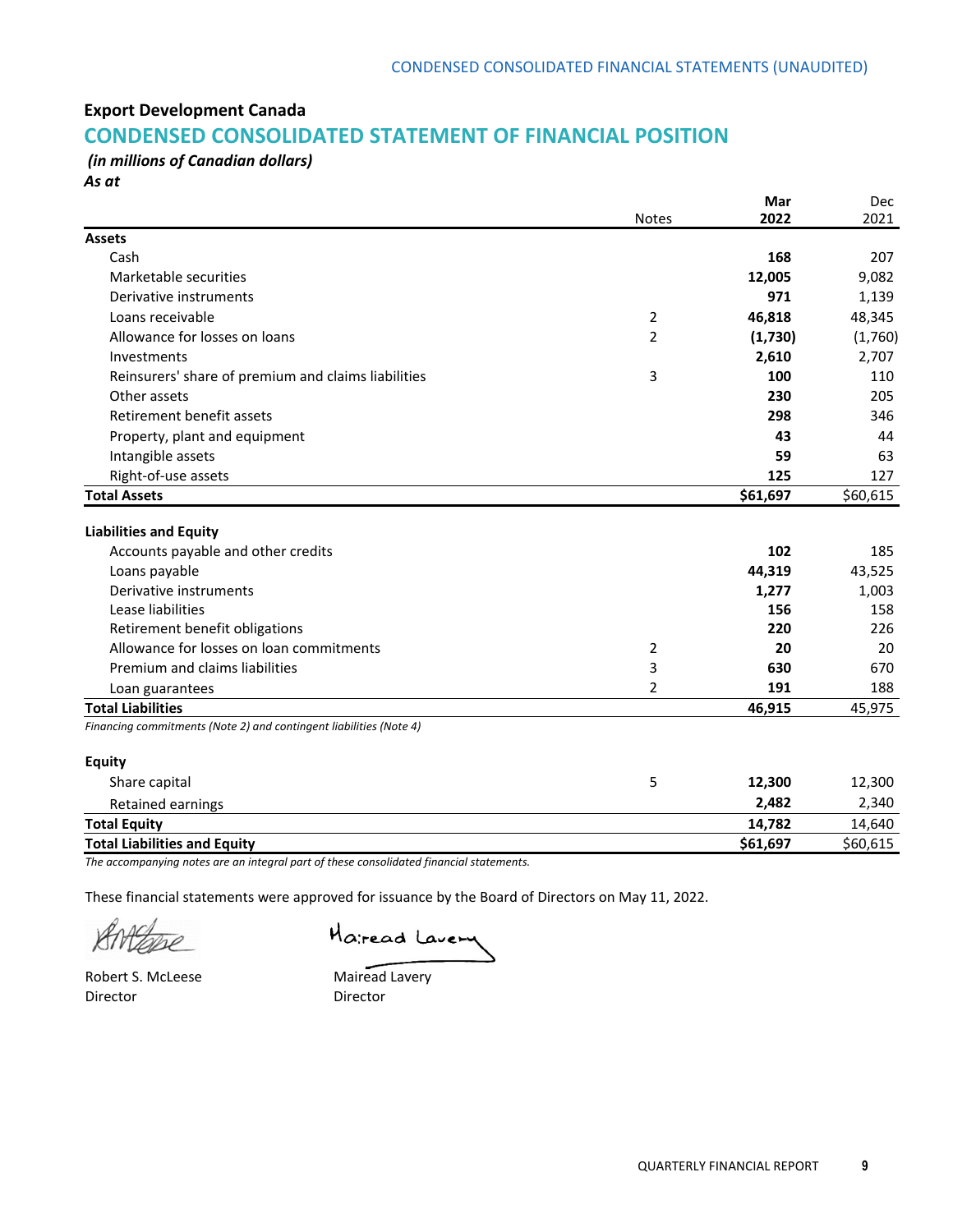**Export Development Canada**

## CONDENSED CONSOLIDATED STATEMENT OF FINANCIAL POSITION

*(in millions of Canadian dollars)*

*As at*

| | Notes | **Mar 2022** | Dec 2021 |
|---|---|---|---|
| **Assets** | | | |
| Cash | | **168** | 207 |
| Marketable securities | | **12,005** | 9,082 |
| Derivative instruments | | **971** | 1,139 |
| Loans receivable | 2 | **46,818** | 48,345 |
| Allowance for losses on loans | 2 | **(1,730)** | (1,760) |
| Investments | | **2,610** | 2,707 |
| Reinsurers' share of premium and claims liabilities | 3 | **100** | 110 |
| Other assets | | **230** | 205 |
| Retirement benefit assets | | **298** | 346 |
| Property, plant and equipment | | **43** | 44 |
| Intangible assets | | **59** | 63 |
| Right-of-use assets | | **125** | 127 |
| **Total Assets** | | **$61,697** | $60,615 |
| | | | |
| **Liabilities and Equity** | | | |
| Accounts payable and other credits | | **102** | 185 |
| Loans payable | | **44,319** | 43,525 |
| Derivative instruments | | **1,277** | 1,003 |
| Lease liabilities | | **156** | 158 |
| Retirement benefit obligations | | **220** | 226 |
| Allowance for losses on loan commitments | 2 | **20** | 20 |
| Premium and claims liabilities | 3 | **630** | 670 |
| Loan guarantees | 2 | **191** | 188 |
| **Total Liabilities** | | **46,915** | 45,975 |
| *Financing commitments (Note 2) and contingent liabilities (Note 4)* | | | |
| | | | |
| **Equity** | | | |
| Share capital | 5 | **12,300** | 12,300 |
| Retained earnings | | **2,482** | 2,340 |
| **Total Equity** | | **14,782** | 14,640 |
| **Total Liabilities and Equity** | | **$61,697** | $60,615 |

*The accompanying notes are an integral part of these consolidated financial statements.*

These financial statements were approved for issuance by the Board of Directors on May 11, 2022.

Robert S. McLeese
Director

Mairead Lavery
Director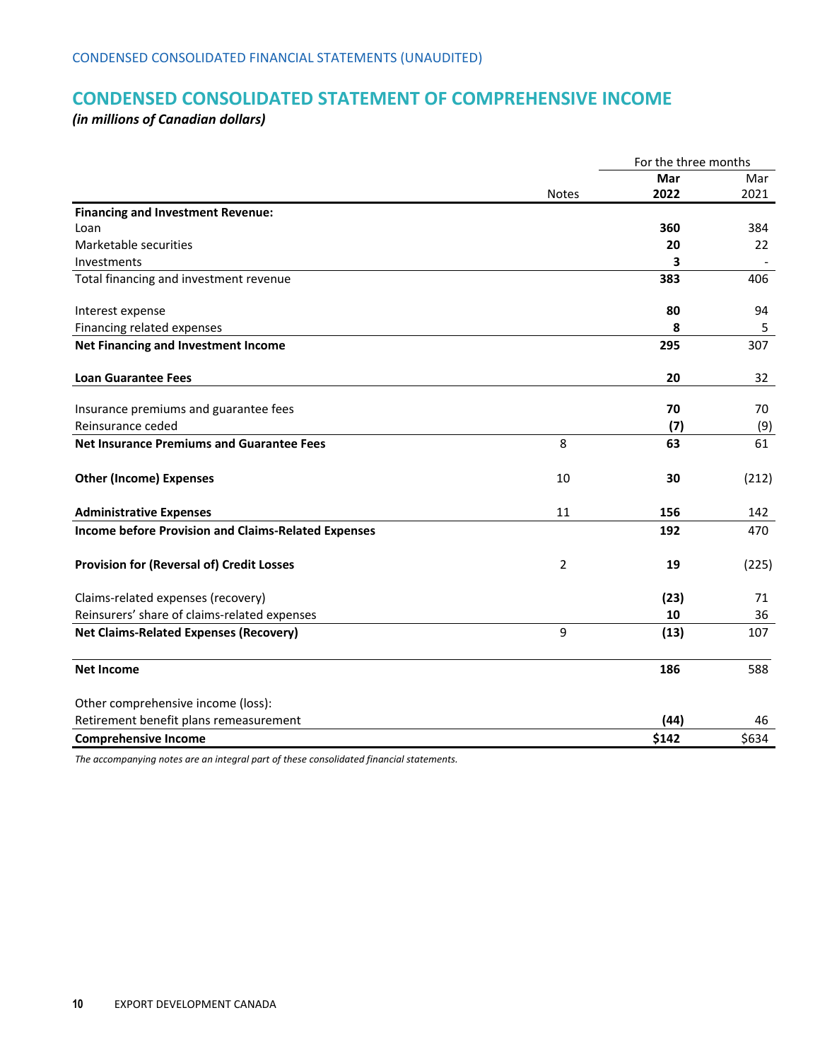CONDENSED CONSOLIDATED FINANCIAL STATEMENTS (UNAUDITED)

# CONDENSED CONSOLIDATED STATEMENT OF COMPREHENSIVE INCOME

*(in millions of Canadian dollars)*

| | Notes | For the three months Mar 2022 | Mar 2021 |
|---|---|---|---|
| **Financing and Investment Revenue:** | | | |
| Loan | | **360** | 384 |
| Marketable securities | | **20** | 22 |
| Investments | | **3** | - |
| Total financing and investment revenue | | **383** | 406 |
| Interest expense | | **80** | 94 |
| Financing related expenses | | **8** | 5 |
| **Net Financing and Investment Income** | | **295** | 307 |
| **Loan Guarantee Fees** | | **20** | 32 |
| Insurance premiums and guarantee fees | | **70** | 70 |
| Reinsurance ceded | | **(7)** | (9) |
| **Net Insurance Premiums and Guarantee Fees** | 8 | **63** | 61 |
| **Other (Income) Expenses** | 10 | **30** | (212) |
| **Administrative Expenses** | 11 | **156** | 142 |
| **Income before Provision and Claims-Related Expenses** | | **192** | 470 |
| **Provision for (Reversal of) Credit Losses** | 2 | **19** | (225) |
| Claims-related expenses (recovery) | | **(23)** | 71 |
| Reinsurers' share of claims-related expenses | | **10** | 36 |
| **Net Claims-Related Expenses (Recovery)** | 9 | **(13)** | 107 |
| **Net Income** | | **186** | 588 |
| Other comprehensive income (loss): | | | |
| Retirement benefit plans remeasurement | | **(44)** | 46 |
| **Comprehensive Income** | | **$142** | $634 |

*The accompanying notes are an integral part of these consolidated financial statements.*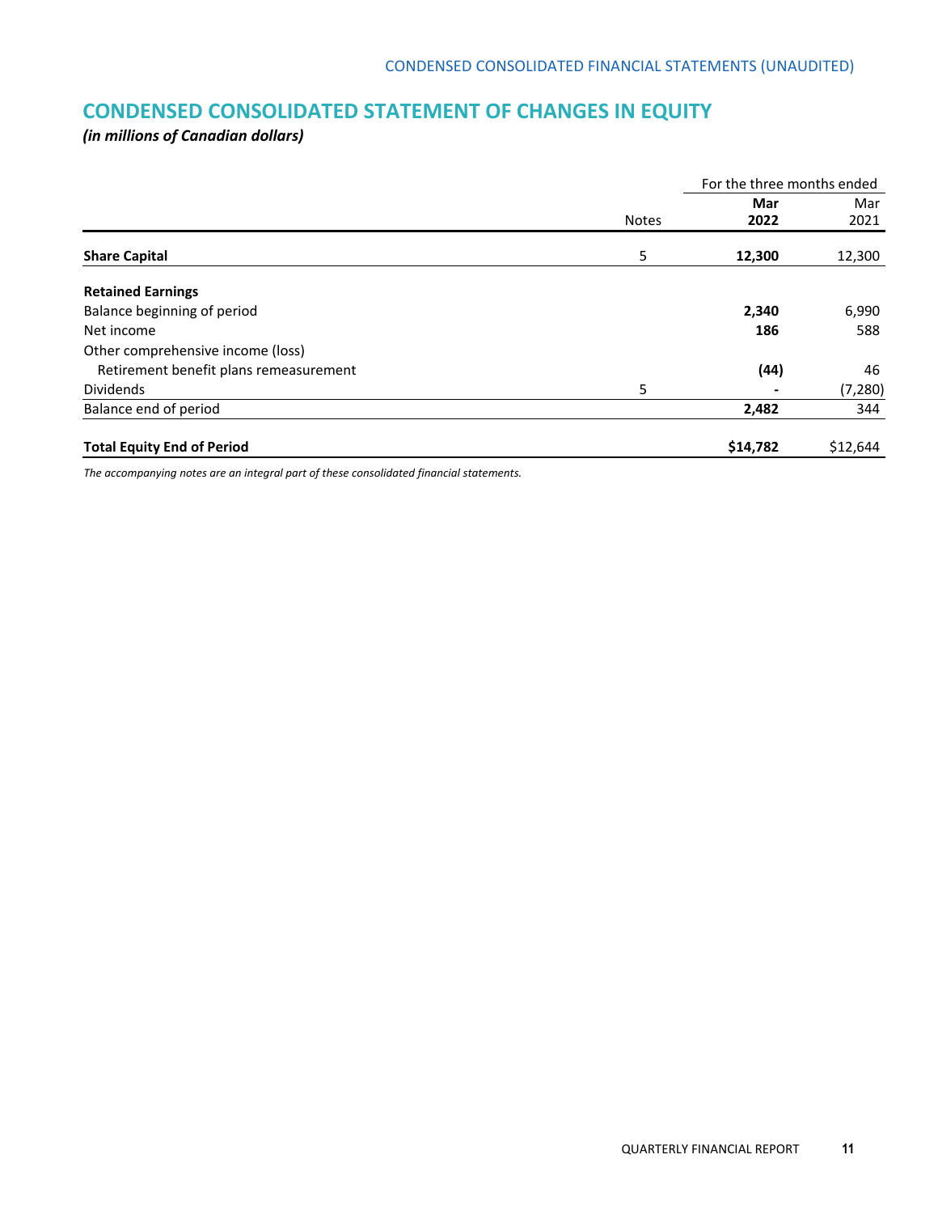## CONDENSED CONSOLIDATED STATEMENT OF CHANGES IN EQUITY

*(in millions of Canadian dollars)*

| | Notes | For the three months ended Mar 2022 | Mar 2021 |
|---|---|---|---|
| **Share Capital** | 5 | **12,300** | 12,300 |
| **Retained Earnings** | | | |
| Balance beginning of period | | **2,340** | 6,990 |
| Net income | | **186** | 588 |
| Other comprehensive income (loss) | | | |
| Retirement benefit plans remeasurement | | **(44)** | 46 |
| Dividends | 5 | **-** | (7,280) |
| Balance end of period | | **2,482** | 344 |
| **Total Equity End of Period** | | **$14,782** | $12,644 |

*The accompanying notes are an integral part of these consolidated financial statements.*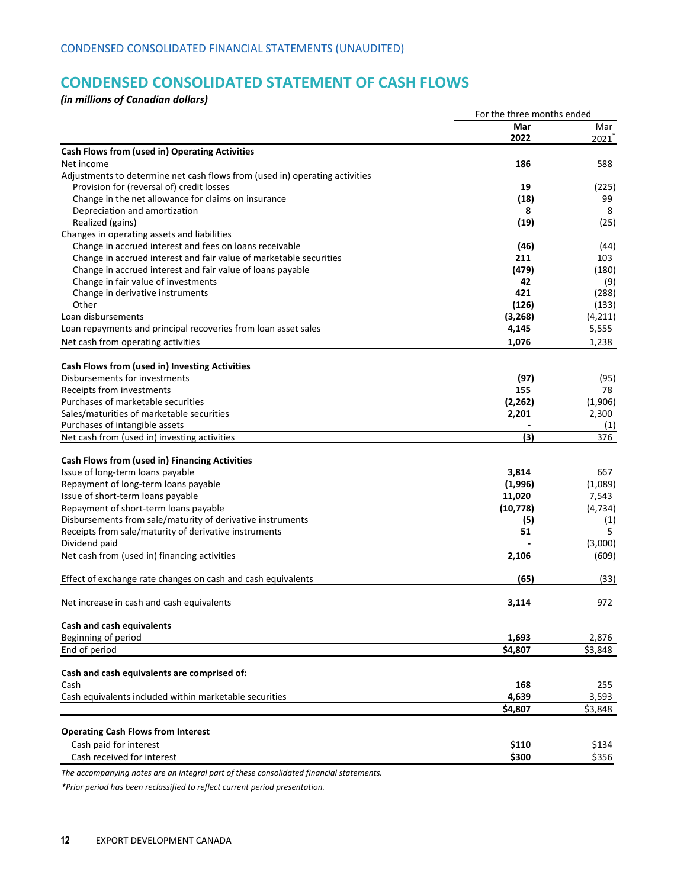CONDENSED CONSOLIDATED FINANCIAL STATEMENTS (UNAUDITED)

# CONDENSED CONSOLIDATED STATEMENT OF CASH FLOWS

*(in millions of Canadian dollars)*

| | For the three months ended | |
|---|---|---|
| | **Mar 2022** | Mar 2021* |
| **Cash Flows from (used in) Operating Activities** | | |
| Net income | **186** | 588 |
| Adjustments to determine net cash flows from (used in) operating activities | | |
| Provision for (reversal of) credit losses | **19** | (225) |
| Change in the net allowance for claims on insurance | **(18)** | 99 |
| Depreciation and amortization | **8** | 8 |
| Realized (gains) | **(19)** | (25) |
| Changes in operating assets and liabilities | | |
| Change in accrued interest and fees on loans receivable | **(46)** | (44) |
| Change in accrued interest and fair value of marketable securities | **211** | 103 |
| Change in accrued interest and fair value of loans payable | **(479)** | (180) |
| Change in fair value of investments | **42** | (9) |
| Change in derivative instruments | **421** | (288) |
| Other | **(126)** | (133) |
| Loan disbursements | **(3,268)** | (4,211) |
| Loan repayments and principal recoveries from loan asset sales | **4,145** | 5,555 |
| Net cash from operating activities | **1,076** | 1,238 |
| | | |
| **Cash Flows from (used in) Investing Activities** | | |
| Disbursements for investments | **(97)** | (95) |
| Receipts from investments | **155** | 78 |
| Purchases of marketable securities | **(2,262)** | (1,906) |
| Sales/maturities of marketable securities | **2,201** | 2,300 |
| Purchases of intangible assets | **-** | (1) |
| Net cash from (used in) investing activities | **(3)** | 376 |
| | | |
| **Cash Flows from (used in) Financing Activities** | | |
| Issue of long-term loans payable | **3,814** | 667 |
| Repayment of long-term loans payable | **(1,996)** | (1,089) |
| Issue of short-term loans payable | **11,020** | 7,543 |
| Repayment of short-term loans payable | **(10,778)** | (4,734) |
| Disbursements from sale/maturity of derivative instruments | **(5)** | (1) |
| Receipts from sale/maturity of derivative instruments | **51** | 5 |
| Dividend paid | **-** | (3,000) |
| Net cash from (used in) financing activities | **2,106** | (609) |
| | | |
| Effect of exchange rate changes on cash and cash equivalents | **(65)** | (33) |
| | | |
| Net increase in cash and cash equivalents | **3,114** | 972 |
| | | |
| **Cash and cash equivalents** | | |
| Beginning of period | **1,693** | 2,876 |
| End of period | **$4,807** | $3,848 |
| | | |
| **Cash and cash equivalents are comprised of:** | | |
| Cash | **168** | 255 |
| Cash equivalents included within marketable securities | **4,639** | 3,593 |
| | **$4,807** | $3,848 |
| | | |
| **Operating Cash Flows from Interest** | | |
| Cash paid for interest | **$110** | $134 |
| Cash received for interest | **$300** | $356 |

*The accompanying notes are an integral part of these consolidated financial statements.*

*\*Prior period has been reclassified to reflect current period presentation.*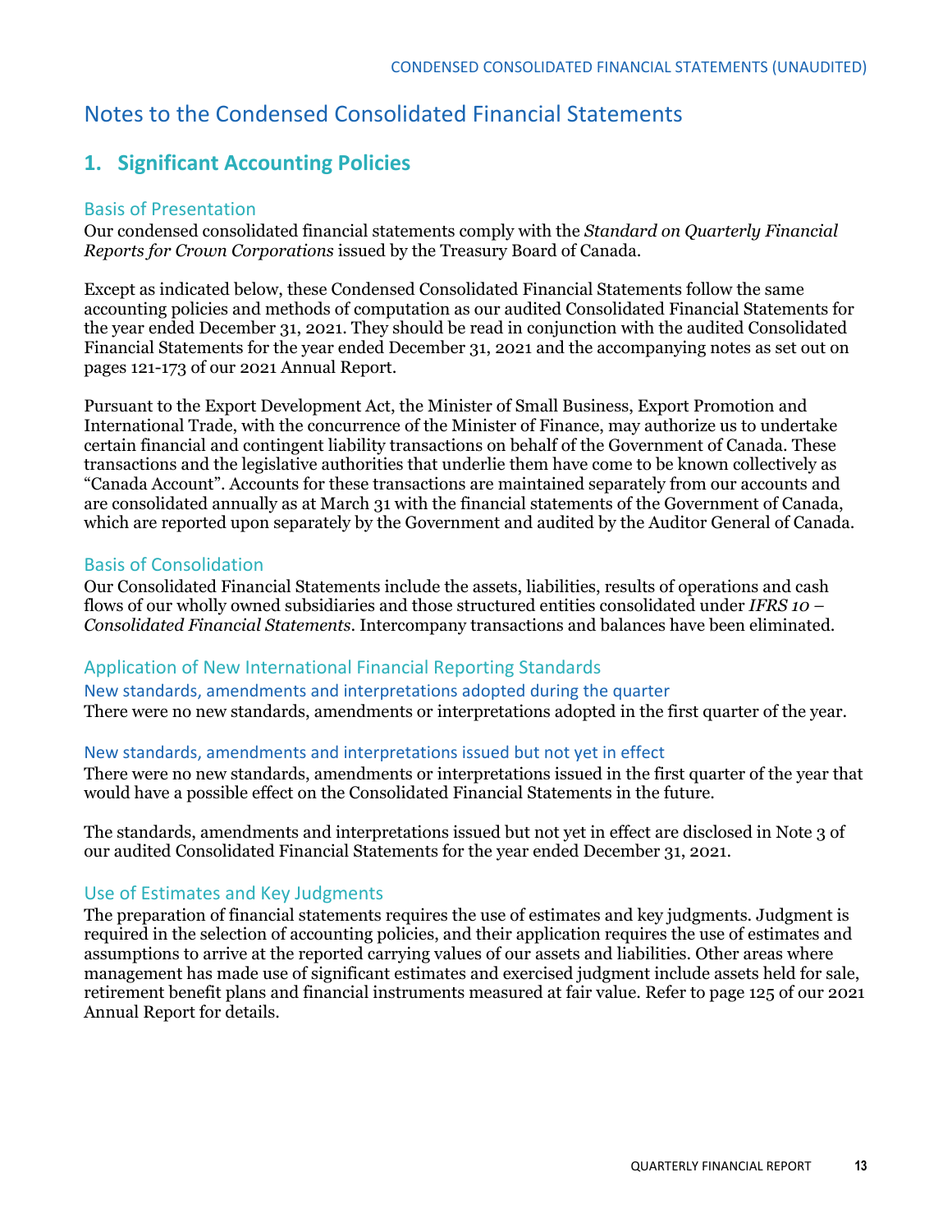# Notes to the Condensed Consolidated Financial Statements

## 1. Significant Accounting Policies

### Basis of Presentation

Our condensed consolidated financial statements comply with the *Standard on Quarterly Financial Reports for Crown Corporations* issued by the Treasury Board of Canada.

Except as indicated below, these Condensed Consolidated Financial Statements follow the same accounting policies and methods of computation as our audited Consolidated Financial Statements for the year ended December 31, 2021. They should be read in conjunction with the audited Consolidated Financial Statements for the year ended December 31, 2021 and the accompanying notes as set out on pages 121-173 of our 2021 Annual Report.

Pursuant to the Export Development Act, the Minister of Small Business, Export Promotion and International Trade, with the concurrence of the Minister of Finance, may authorize us to undertake certain financial and contingent liability transactions on behalf of the Government of Canada. These transactions and the legislative authorities that underlie them have come to be known collectively as "Canada Account". Accounts for these transactions are maintained separately from our accounts and are consolidated annually as at March 31 with the financial statements of the Government of Canada, which are reported upon separately by the Government and audited by the Auditor General of Canada.

### Basis of Consolidation

Our Consolidated Financial Statements include the assets, liabilities, results of operations and cash flows of our wholly owned subsidiaries and those structured entities consolidated under *IFRS 10 – Consolidated Financial Statements*. Intercompany transactions and balances have been eliminated.

### Application of New International Financial Reporting Standards

#### New standards, amendments and interpretations adopted during the quarter

There were no new standards, amendments or interpretations adopted in the first quarter of the year.

#### New standards, amendments and interpretations issued but not yet in effect

There were no new standards, amendments or interpretations issued in the first quarter of the year that would have a possible effect on the Consolidated Financial Statements in the future.

The standards, amendments and interpretations issued but not yet in effect are disclosed in Note 3 of our audited Consolidated Financial Statements for the year ended December 31, 2021.

### Use of Estimates and Key Judgments

The preparation of financial statements requires the use of estimates and key judgments. Judgment is required in the selection of accounting policies, and their application requires the use of estimates and assumptions to arrive at the reported carrying values of our assets and liabilities. Other areas where management has made use of significant estimates and exercised judgment include assets held for sale, retirement benefit plans and financial instruments measured at fair value. Refer to page 125 of our 2021 Annual Report for details.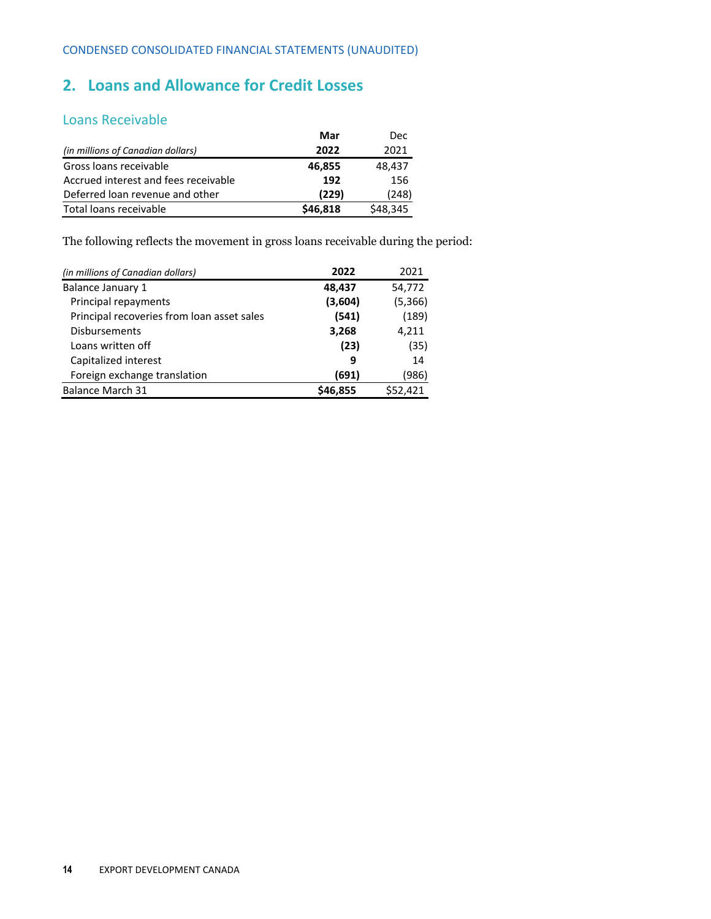CONDENSED CONSOLIDATED FINANCIAL STATEMENTS (UNAUDITED)

## 2. Loans and Allowance for Credit Losses

### Loans Receivable

| (in millions of Canadian dollars) | Mar 2022 | Dec 2021 |
|---|---|---|
| Gross loans receivable | **46,855** | 48,437 |
| Accrued interest and fees receivable | **192** | 156 |
| Deferred loan revenue and other | **(229)** | (248) |
| Total loans receivable | **$46,818** | $48,345 |

The following reflects the movement in gross loans receivable during the period:

| (in millions of Canadian dollars) | 2022 | 2021 |
|---|---|---|
| Balance January 1 | **48,437** | 54,772 |
| Principal repayments | **(3,604)** | (5,366) |
| Principal recoveries from loan asset sales | **(541)** | (189) |
| Disbursements | **3,268** | 4,211 |
| Loans written off | **(23)** | (35) |
| Capitalized interest | **9** | 14 |
| Foreign exchange translation | **(691)** | (986) |
| Balance March 31 | **$46,855** | $52,421 |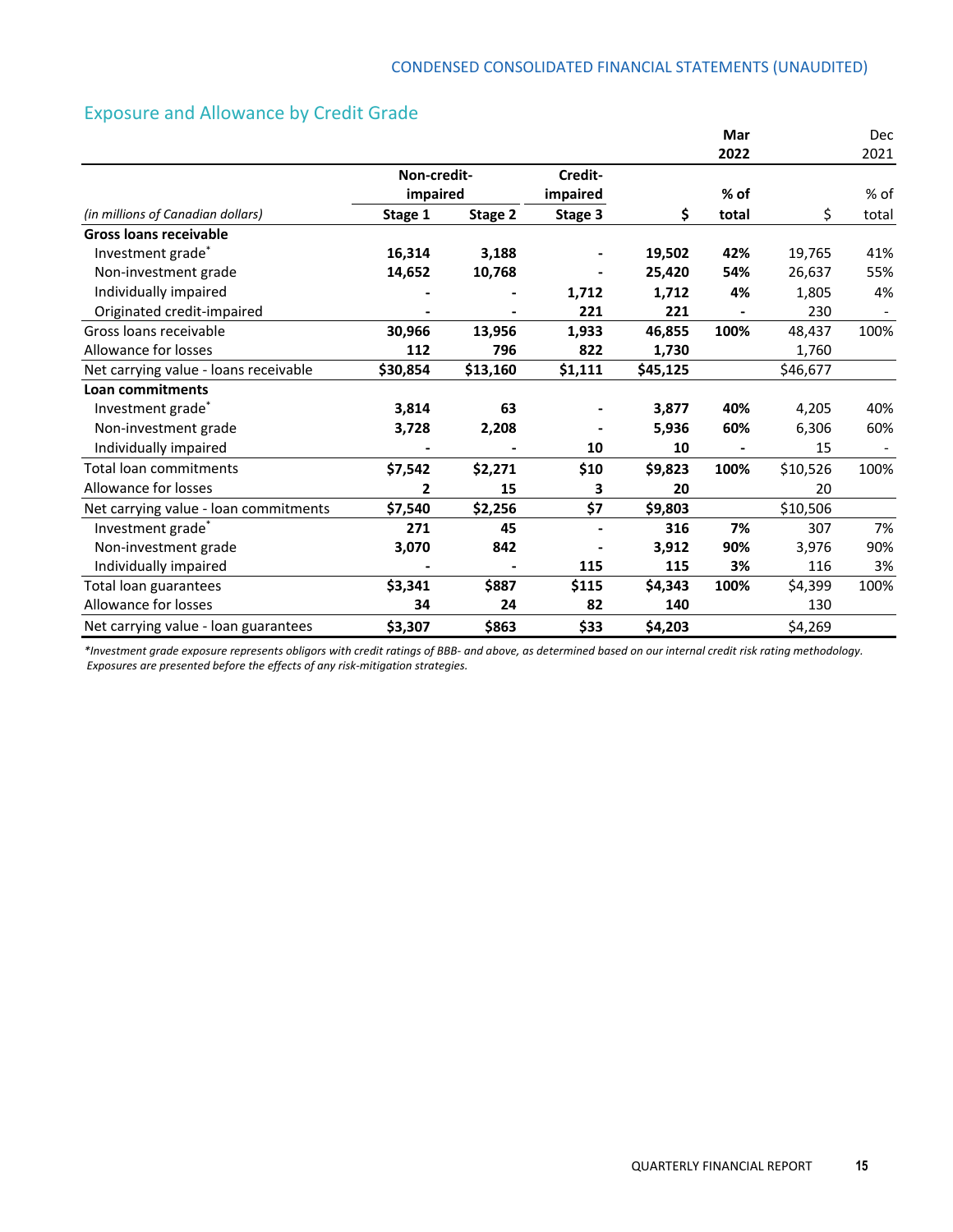## Exposure and Allowance by Credit Grade

| (in millions of Canadian dollars) | Non-credit-impaired | | Credit-impaired | Mar 2022 | | Dec 2021 | |
|---|---|---|---|---|---|---|---|
| | Stage 1 | Stage 2 | Stage 3 | $ | % of total | $ | % of total |
| **Gross loans receivable** | | | | | | | |
| Investment grade* | **16,314** | **3,188** | **-** | **19,502** | **42%** | 19,765 | 41% |
| Non-investment grade | **14,652** | **10,768** | **-** | **25,420** | **54%** | 26,637 | 55% |
| Individually impaired | **-** | **-** | **1,712** | **1,712** | **4%** | 1,805 | 4% |
| Originated credit-impaired | **-** | **-** | **221** | **221** | **-** | 230 | - |
| Gross loans receivable | **30,966** | **13,956** | **1,933** | **46,855** | **100%** | 48,437 | 100% |
| Allowance for losses | **112** | **796** | **822** | **1,730** | | 1,760 | |
| Net carrying value - loans receivable | **$30,854** | **$13,160** | **$1,111** | **$45,125** | | $46,677 | |
| **Loan commitments** | | | | | | | |
| Investment grade* | **3,814** | **63** | **-** | **3,877** | **40%** | 4,205 | 40% |
| Non-investment grade | **3,728** | **2,208** | **-** | **5,936** | **60%** | 6,306 | 60% |
| Individually impaired | **-** | **-** | **10** | **10** | **-** | 15 | - |
| Total loan commitments | **$7,542** | **$2,271** | **$10** | **$9,823** | **100%** | $10,526 | 100% |
| Allowance for losses | **2** | **15** | **3** | **20** | | 20 | |
| Net carrying value - loan commitments | **$7,540** | **$2,256** | **$7** | **$9,803** | | $10,506 | |
| Investment grade* | **271** | **45** | **-** | **316** | **7%** | 307 | 7% |
| Non-investment grade | **3,070** | **842** | **-** | **3,912** | **90%** | 3,976 | 90% |
| Individually impaired | **-** | **-** | **115** | **115** | **3%** | 116 | 3% |
| Total loan guarantees | **$3,341** | **$887** | **$115** | **$4,343** | **100%** | $4,399 | 100% |
| Allowance for losses | **34** | **24** | **82** | **140** | | 130 | |
| Net carrying value - loan guarantees | **$3,307** | **$863** | **$33** | **$4,203** | | $4,269 | |

*\*Investment grade exposure represents obligors with credit ratings of BBB- and above, as determined based on our internal credit risk rating methodology. Exposures are presented before the effects of any risk-mitigation strategies.*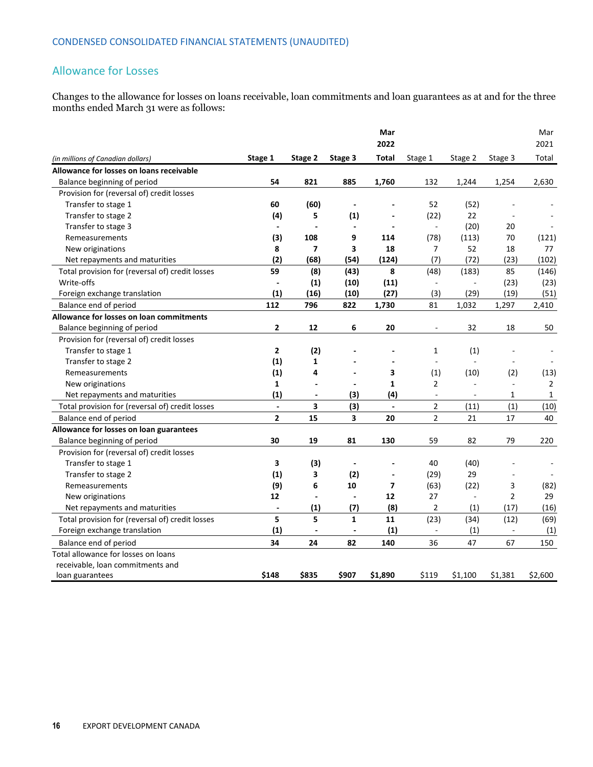## Allowance for Losses

Changes to the allowance for losses on loans receivable, loan commitments and loan guarantees as at and for the three months ended March 31 were as follows:

| *(in millions of Canadian dollars)* | **Stage 1** | **Stage 2** | **Stage 3** | **Mar 2022 Total** | Stage 1 | Stage 2 | Stage 3 | Mar 2021 Total |
|---|---|---|---|---|---|---|---|---|
| **Allowance for losses on loans receivable** | | | | | | | | |
| Balance beginning of period | **54** | **821** | **885** | **1,760** | 132 | 1,244 | 1,254 | 2,630 |
| Provision for (reversal of) credit losses | | | | | | | | |
| Transfer to stage 1 | **60** | **(60)** | **-** | **-** | 52 | (52) | - | - |
| Transfer to stage 2 | **(4)** | **5** | **(1)** | **-** | (22) | 22 | - | - |
| Transfer to stage 3 | **-** | **-** | **-** | **-** | - | (20) | 20 | - |
| Remeasurements | **(3)** | **108** | **9** | **114** | (78) | (113) | 70 | (121) |
| New originations | **8** | **7** | **3** | **18** | 7 | 52 | 18 | 77 |
| Net repayments and maturities | **(2)** | **(68)** | **(54)** | **(124)** | (7) | (72) | (23) | (102) |
| Total provision for (reversal of) credit losses | **59** | **(8)** | **(43)** | **8** | (48) | (183) | 85 | (146) |
| Write-offs | **-** | **(1)** | **(10)** | **(11)** | - | - | (23) | (23) |
| Foreign exchange translation | **(1)** | **(16)** | **(10)** | **(27)** | (3) | (29) | (19) | (51) |
| Balance end of period | **112** | **796** | **822** | **1,730** | 81 | 1,032 | 1,297 | 2,410 |
| **Allowance for losses on loan commitments** | | | | | | | | |
| Balance beginning of period | **2** | **12** | **6** | **20** | - | 32 | 18 | 50 |
| Provision for (reversal of) credit losses | | | | | | | | |
| Transfer to stage 1 | **2** | **(2)** | **-** | **-** | 1 | (1) | - | - |
| Transfer to stage 2 | **(1)** | **1** | **-** | **-** | - | - | - | - |
| Remeasurements | **(1)** | **4** | **-** | **3** | (1) | (10) | (2) | (13) |
| New originations | **1** | **-** | **-** | **1** | 2 | - | - | 2 |
| Net repayments and maturities | **(1)** | **-** | **(3)** | **(4)** | - | - | 1 | 1 |
| Total provision for (reversal of) credit losses | **-** | **3** | **(3)** | **-** | 2 | (11) | (1) | (10) |
| Balance end of period | **2** | **15** | **3** | **20** | 2 | 21 | 17 | 40 |
| **Allowance for losses on loan guarantees** | | | | | | | | |
| Balance beginning of period | **30** | **19** | **81** | **130** | 59 | 82 | 79 | 220 |
| Provision for (reversal of) credit losses | | | | | | | | |
| Transfer to stage 1 | **3** | **(3)** | **-** | **-** | 40 | (40) | - | - |
| Transfer to stage 2 | **(1)** | **3** | **(2)** | **-** | (29) | 29 | - | - |
| Remeasurements | **(9)** | **6** | **10** | **7** | (63) | (22) | 3 | (82) |
| New originations | **12** | **-** | **-** | **12** | 27 | - | 2 | 29 |
| Net repayments and maturities | **-** | **(1)** | **(7)** | **(8)** | 2 | (1) | (17) | (16) |
| Total provision for (reversal of) credit losses | **5** | **5** | **1** | **11** | (23) | (34) | (12) | (69) |
| Foreign exchange translation | **(1)** | **-** | **-** | **(1)** | - | (1) | - | (1) |
| Balance end of period | **34** | **24** | **82** | **140** | 36 | 47 | 67 | 150 |
| Total allowance for losses on loans receivable, loan commitments and loan guarantees | **$148** | **$835** | **$907** | **$1,890** | $119 | $1,100 | $1,381 | $2,600 |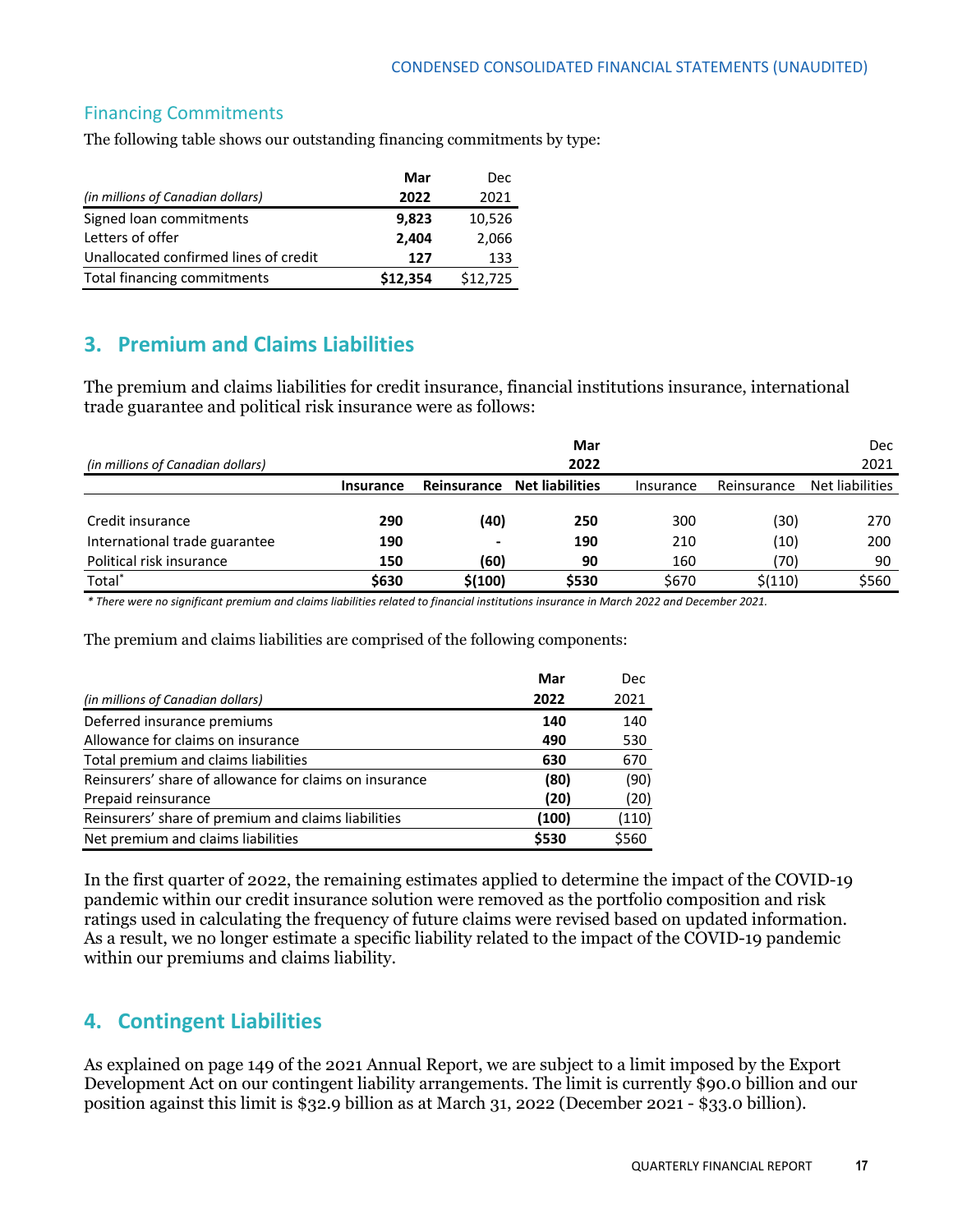## Financing Commitments

The following table shows our outstanding financing commitments by type:

| (in millions of Canadian dollars) | Mar 2022 | Dec 2021 |
|---|---|---|
| Signed loan commitments | **9,823** | 10,526 |
| Letters of offer | **2,404** | 2,066 |
| Unallocated confirmed lines of credit | **127** | 133 |
| Total financing commitments | **$12,354** | $12,725 |

## 3. Premium and Claims Liabilities

The premium and claims liabilities for credit insurance, financial institutions insurance, international trade guarantee and political risk insurance were as follows:

| (in millions of Canadian dollars) | | | Mar 2022 | | | Dec 2021 |
|---|---|---|---|---|---|---|
| | **Insurance** | **Reinsurance** | **Net liabilities** | Insurance | Reinsurance | Net liabilities |
| Credit insurance | **290** | **(40)** | **250** | 300 | (30) | 270 |
| International trade guarantee | **190** | **-** | **190** | 210 | (10) | 200 |
| Political risk insurance | **150** | **(60)** | **90** | 160 | (70) | 90 |
| Total* | **$630** | **$(100)** | **$530** | $670 | $(110) | $560 |

*\* There were no significant premium and claims liabilities related to financial institutions insurance in March 2022 and December 2021.*

The premium and claims liabilities are comprised of the following components:

| (in millions of Canadian dollars) | Mar 2022 | Dec 2021 |
|---|---|---|
| Deferred insurance premiums | **140** | 140 |
| Allowance for claims on insurance | **490** | 530 |
| Total premium and claims liabilities | **630** | 670 |
| Reinsurers' share of allowance for claims on insurance | **(80)** | (90) |
| Prepaid reinsurance | **(20)** | (20) |
| Reinsurers' share of premium and claims liabilities | **(100)** | (110) |
| Net premium and claims liabilities | **$530** | $560 |

In the first quarter of 2022, the remaining estimates applied to determine the impact of the COVID-19 pandemic within our credit insurance solution were removed as the portfolio composition and risk ratings used in calculating the frequency of future claims were revised based on updated information. As a result, we no longer estimate a specific liability related to the impact of the COVID-19 pandemic within our premiums and claims liability.

## 4. Contingent Liabilities

As explained on page 149 of the 2021 Annual Report, we are subject to a limit imposed by the Export Development Act on our contingent liability arrangements. The limit is currently $90.0 billion and our position against this limit is $32.9 billion as at March 31, 2022 (December 2021 - $33.0 billion).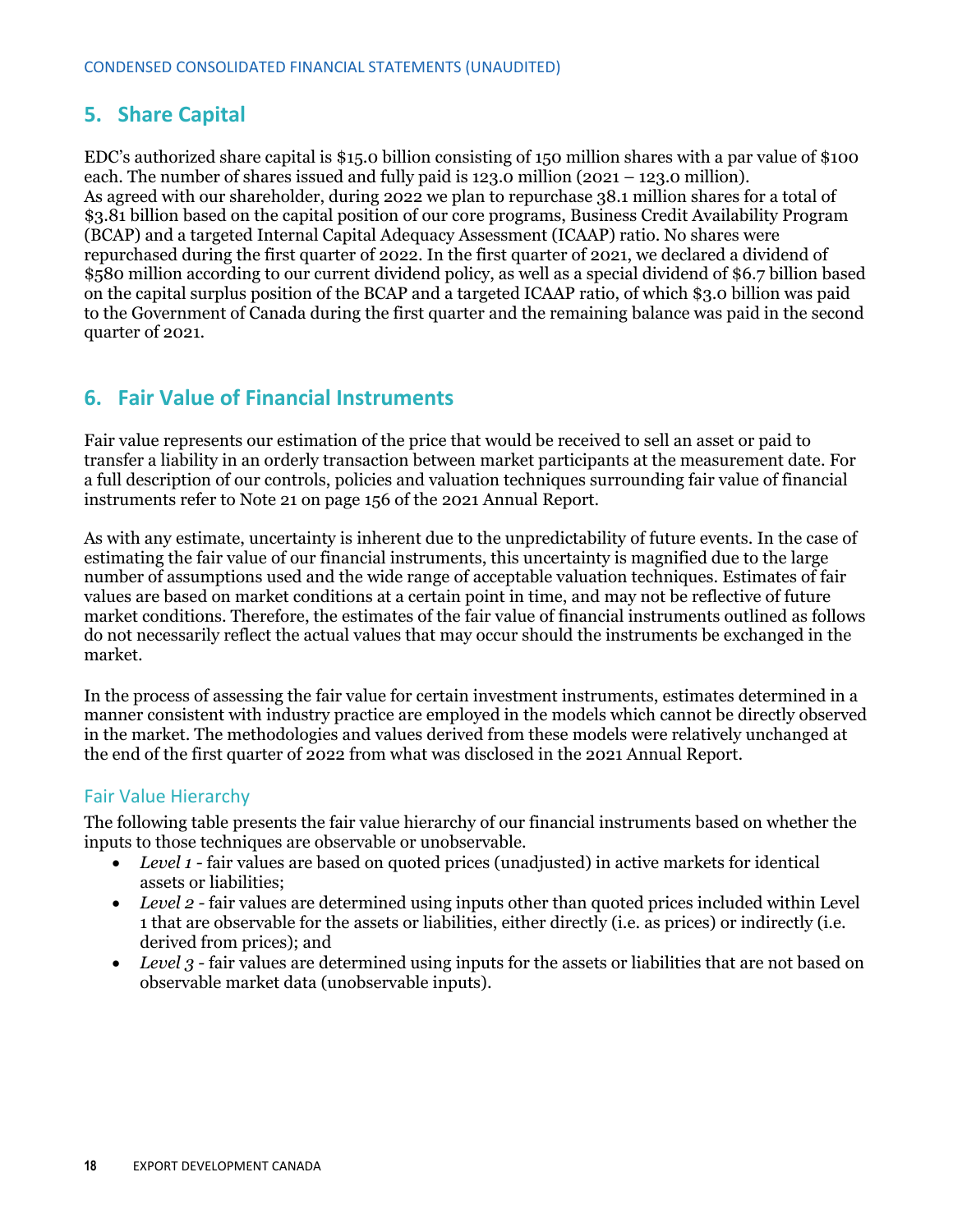## 5. Share Capital

EDC's authorized share capital is $15.0 billion consisting of 150 million shares with a par value of $100 each. The number of shares issued and fully paid is 123.0 million (2021 – 123.0 million). As agreed with our shareholder, during 2022 we plan to repurchase 38.1 million shares for a total of $3.81 billion based on the capital position of our core programs, Business Credit Availability Program (BCAP) and a targeted Internal Capital Adequacy Assessment (ICAAP) ratio. No shares were repurchased during the first quarter of 2022. In the first quarter of 2021, we declared a dividend of $580 million according to our current dividend policy, as well as a special dividend of $6.7 billion based on the capital surplus position of the BCAP and a targeted ICAAP ratio, of which $3.0 billion was paid to the Government of Canada during the first quarter and the remaining balance was paid in the second quarter of 2021.

## 6. Fair Value of Financial Instruments

Fair value represents our estimation of the price that would be received to sell an asset or paid to transfer a liability in an orderly transaction between market participants at the measurement date. For a full description of our controls, policies and valuation techniques surrounding fair value of financial instruments refer to Note 21 on page 156 of the 2021 Annual Report.

As with any estimate, uncertainty is inherent due to the unpredictability of future events. In the case of estimating the fair value of our financial instruments, this uncertainty is magnified due to the large number of assumptions used and the wide range of acceptable valuation techniques. Estimates of fair values are based on market conditions at a certain point in time, and may not be reflective of future market conditions. Therefore, the estimates of the fair value of financial instruments outlined as follows do not necessarily reflect the actual values that may occur should the instruments be exchanged in the market.

In the process of assessing the fair value for certain investment instruments, estimates determined in a manner consistent with industry practice are employed in the models which cannot be directly observed in the market. The methodologies and values derived from these models were relatively unchanged at the end of the first quarter of 2022 from what was disclosed in the 2021 Annual Report.

### Fair Value Hierarchy

The following table presents the fair value hierarchy of our financial instruments based on whether the inputs to those techniques are observable or unobservable.

- *Level 1* - fair values are based on quoted prices (unadjusted) in active markets for identical assets or liabilities;
- *Level 2* - fair values are determined using inputs other than quoted prices included within Level 1 that are observable for the assets or liabilities, either directly (i.e. as prices) or indirectly (i.e. derived from prices); and
- *Level 3* - fair values are determined using inputs for the assets or liabilities that are not based on observable market data (unobservable inputs).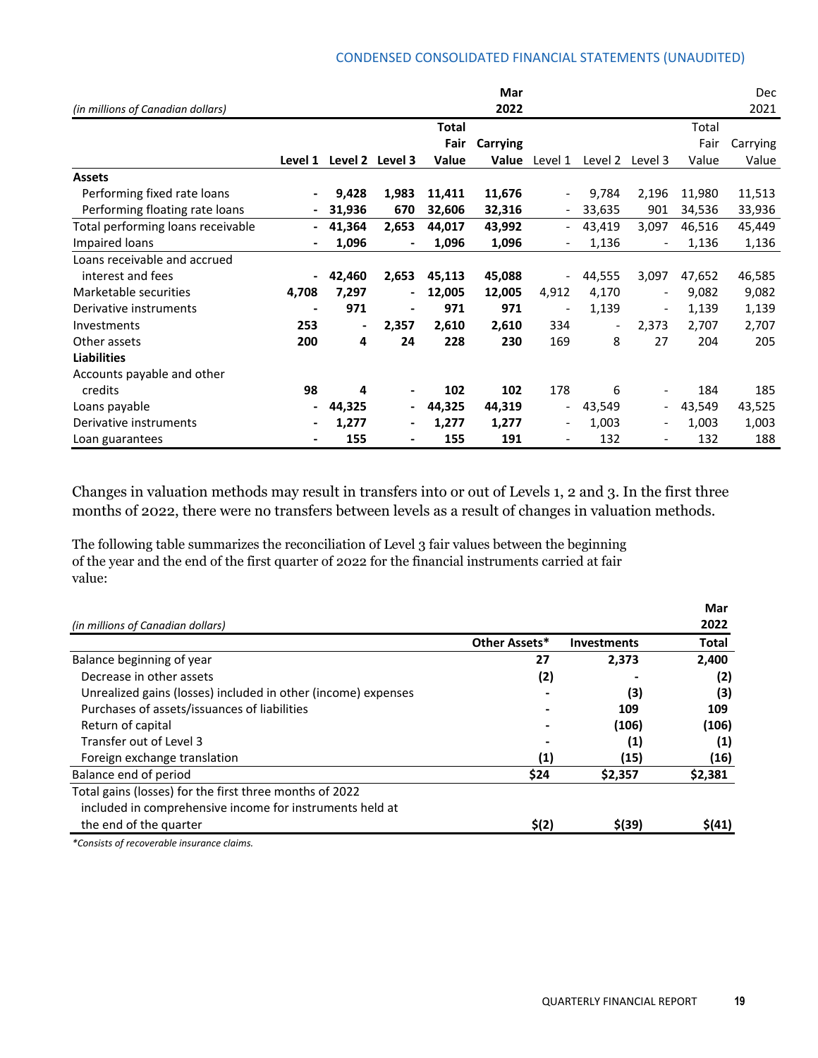| (in millions of Canadian dollars) | | | | Mar 2022 | | | | | | Dec 2021 |
|---|---|---|---|---|---|---|---|---|---|---|
| | Level 1 | Level 2 | Level 3 | Total Fair Value | Carrying Value | Level 1 | Level 2 | Level 3 | Total Fair Value | Carrying Value |
| **Assets** | | | | | | | | | | |
| Performing fixed rate loans | - | 9,428 | 1,983 | 11,411 | 11,676 | - | 9,784 | 2,196 | 11,980 | 11,513 |
| Performing floating rate loans | - | 31,936 | 670 | 32,606 | 32,316 | - | 33,635 | 901 | 34,536 | 33,936 |
| Total performing loans receivable | - | 41,364 | 2,653 | 44,017 | 43,992 | - | 43,419 | 3,097 | 46,516 | 45,449 |
| Impaired loans | - | 1,096 | - | 1,096 | 1,096 | - | 1,136 | - | 1,136 | 1,136 |
| Loans receivable and accrued interest and fees | - | 42,460 | 2,653 | 45,113 | 45,088 | - | 44,555 | 3,097 | 47,652 | 46,585 |
| Marketable securities | 4,708 | 7,297 | - | 12,005 | 12,005 | 4,912 | 4,170 | - | 9,082 | 9,082 |
| Derivative instruments | - | 971 | - | 971 | 971 | - | 1,139 | - | 1,139 | 1,139 |
| Investments | 253 | - | 2,357 | 2,610 | 2,610 | 334 | - | 2,373 | 2,707 | 2,707 |
| Other assets | 200 | 4 | 24 | 228 | 230 | 169 | 8 | 27 | 204 | 205 |
| **Liabilities** | | | | | | | | | | |
| Accounts payable and other credits | 98 | 4 | - | 102 | 102 | 178 | 6 | - | 184 | 185 |
| Loans payable | - | 44,325 | - | 44,325 | 44,319 | - | 43,549 | - | 43,549 | 43,525 |
| Derivative instruments | - | 1,277 | - | 1,277 | 1,277 | - | 1,003 | - | 1,003 | 1,003 |
| Loan guarantees | - | 155 | - | 155 | 191 | - | 132 | - | 132 | 188 |

Changes in valuation methods may result in transfers into or out of Levels 1, 2 and 3. In the first three months of 2022, there were no transfers between levels as a result of changes in valuation methods.

The following table summarizes the reconciliation of Level 3 fair values between the beginning of the year and the end of the first quarter of 2022 for the financial instruments carried at fair value:

| (in millions of Canadian dollars) | | | Mar 2022 |
|---|---|---|---|
| | Other Assets* | Investments | Total |
| Balance beginning of year | 27 | 2,373 | 2,400 |
| Decrease in other assets | (2) | - | (2) |
| Unrealized gains (losses) included in other (income) expenses | - | (3) | (3) |
| Purchases of assets/issuances of liabilities | - | 109 | 109 |
| Return of capital | - | (106) | (106) |
| Transfer out of Level 3 | - | (1) | (1) |
| Foreign exchange translation | (1) | (15) | (16) |
| Balance end of period | $24 | $2,357 | $2,381 |
| Total gains (losses) for the first three months of 2022 included in comprehensive income for instruments held at the end of the quarter | $(2) | $(39) | $(41) |

*Consists of recoverable insurance claims.*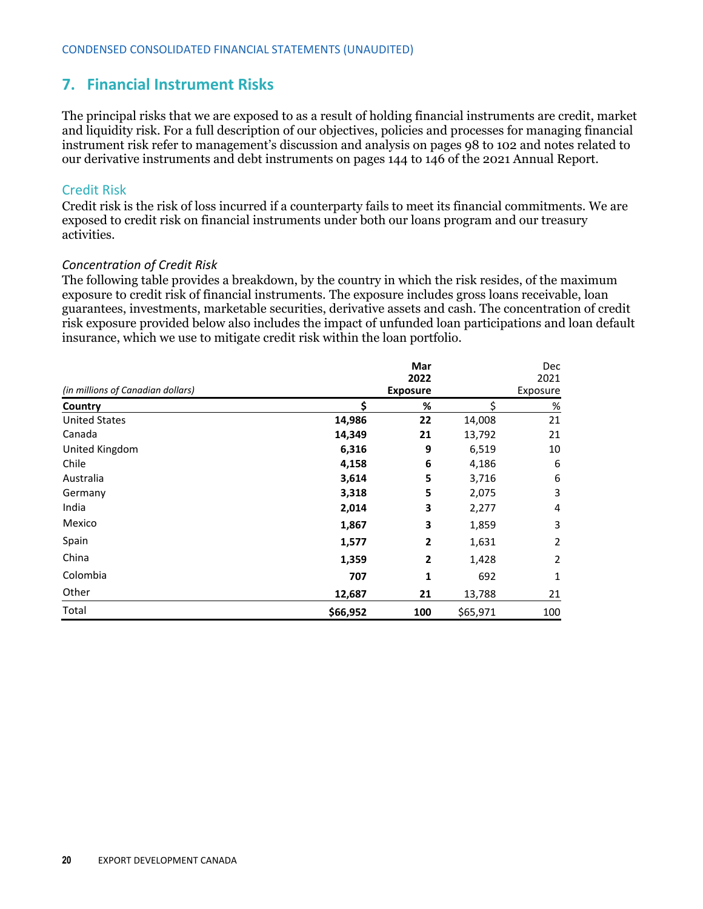CONDENSED CONSOLIDATED FINANCIAL STATEMENTS (UNAUDITED)

## 7. Financial Instrument Risks

The principal risks that we are exposed to as a result of holding financial instruments are credit, market and liquidity risk. For a full description of our objectives, policies and processes for managing financial instrument risk refer to management's discussion and analysis on pages 98 to 102 and notes related to our derivative instruments and debt instruments on pages 144 to 146 of the 2021 Annual Report.

### Credit Risk

Credit risk is the risk of loss incurred if a counterparty fails to meet its financial commitments. We are exposed to credit risk on financial instruments under both our loans program and our treasury activities.

#### *Concentration of Credit Risk*

The following table provides a breakdown, by the country in which the risk resides, of the maximum exposure to credit risk of financial instruments. The exposure includes gross loans receivable, loan guarantees, investments, marketable securities, derivative assets and cash. The concentration of credit risk exposure provided below also includes the impact of unfunded loan participations and loan default insurance, which we use to mitigate credit risk within the loan portfolio.

| *(in millions of Canadian dollars)* | **Mar 2022 Exposure** | | Dec 2021 Exposure | |
|---|---|---|---|---|
| **Country** | **$** | **%** | $ | % |
| United States | **14,986** | **22** | 14,008 | 21 |
| Canada | **14,349** | **21** | 13,792 | 21 |
| United Kingdom | **6,316** | **9** | 6,519 | 10 |
| Chile | **4,158** | **6** | 4,186 | 6 |
| Australia | **3,614** | **5** | 3,716 | 6 |
| Germany | **3,318** | **5** | 2,075 | 3 |
| India | **2,014** | **3** | 2,277 | 4 |
| Mexico | **1,867** | **3** | 1,859 | 3 |
| Spain | **1,577** | **2** | 1,631 | 2 |
| China | **1,359** | **2** | 1,428 | 2 |
| Colombia | **707** | **1** | 692 | 1 |
| Other | **12,687** | **21** | 13,788 | 21 |
| Total | **$66,952** | **100** | $65,971 | 100 |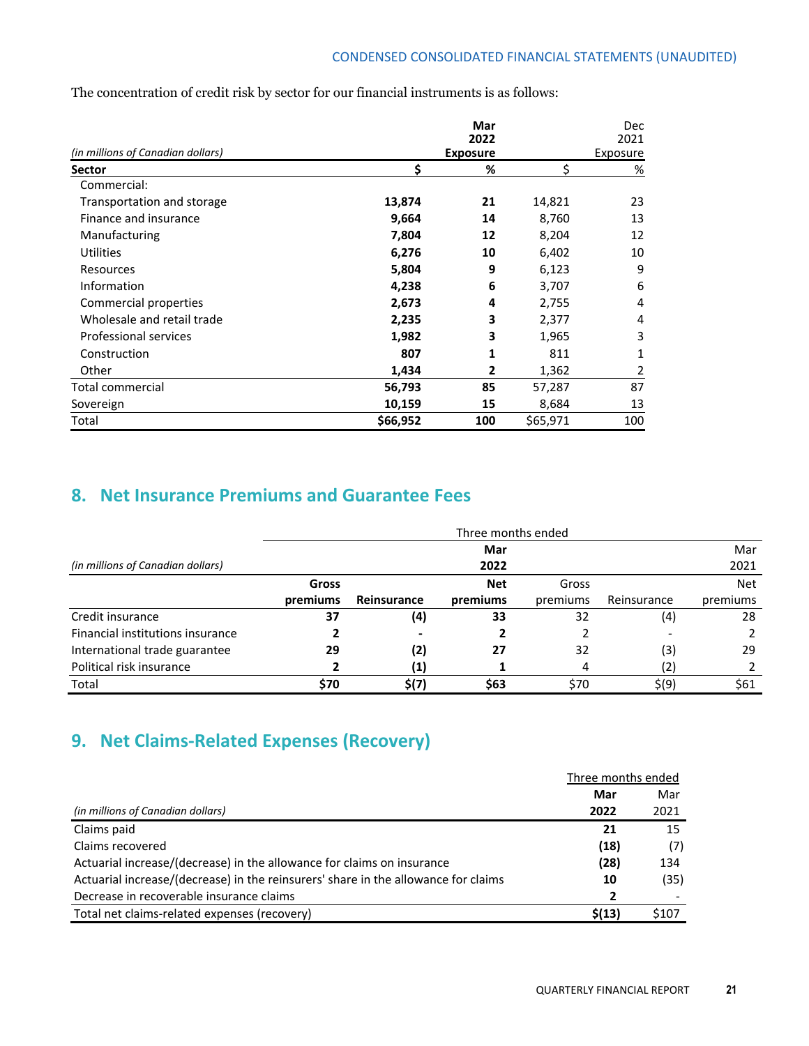The concentration of credit risk by sector for our financial instruments is as follows:

| (in millions of Canadian dollars) | Mar 2022 Exposure | | Dec 2021 Exposure | |
|---|---|---|---|---|
| **Sector** | **$** | **%** | $ | % |
| Commercial: | | | | |
| Transportation and storage | **13,874** | **21** | 14,821 | 23 |
| Finance and insurance | **9,664** | **14** | 8,760 | 13 |
| Manufacturing | **7,804** | **12** | 8,204 | 12 |
| Utilities | **6,276** | **10** | 6,402 | 10 |
| Resources | **5,804** | **9** | 6,123 | 9 |
| Information | **4,238** | **6** | 3,707 | 6 |
| Commercial properties | **2,673** | **4** | 2,755 | 4 |
| Wholesale and retail trade | **2,235** | **3** | 2,377 | 4 |
| Professional services | **1,982** | **3** | 1,965 | 3 |
| Construction | **807** | **1** | 811 | 1 |
| Other | **1,434** | **2** | 1,362 | 2 |
| Total commercial | **56,793** | **85** | 57,287 | 87 |
| Sovereign | **10,159** | **15** | 8,684 | 13 |
| Total | **$66,952** | **100** | $65,971 | 100 |

## 8. Net Insurance Premiums and Guarantee Fees

| | Three months ended | | | | | |
|---|---|---|---|---|---|---|
| (in millions of Canadian dollars) | | | **Mar 2022** | | | Mar 2021 |
| | **Gross premiums** | **Reinsurance** | **Net premiums** | Gross premiums | Reinsurance | Net premiums |
| Credit insurance | **37** | **(4)** | **33** | 32 | (4) | 28 |
| Financial institutions insurance | **2** | **-** | **2** | 2 | - | 2 |
| International trade guarantee | **29** | **(2)** | **27** | 32 | (3) | 29 |
| Political risk insurance | **2** | **(1)** | **1** | 4 | (2) | 2 |
| Total | **$70** | **$(7)** | **$63** | $70 | $(9) | $61 |

## 9. Net Claims-Related Expenses (Recovery)

| (in millions of Canadian dollars) | Three months ended Mar 2022 | Mar 2021 |
|---|---|---|
| Claims paid | **21** | 15 |
| Claims recovered | **(18)** | (7) |
| Actuarial increase/(decrease) in the allowance for claims on insurance | **(28)** | 134 |
| Actuarial increase/(decrease) in the reinsurers' share in the allowance for claims | **10** | (35) |
| Decrease in recoverable insurance claims | **2** | - |
| Total net claims-related expenses (recovery) | **$(13)** | $107 |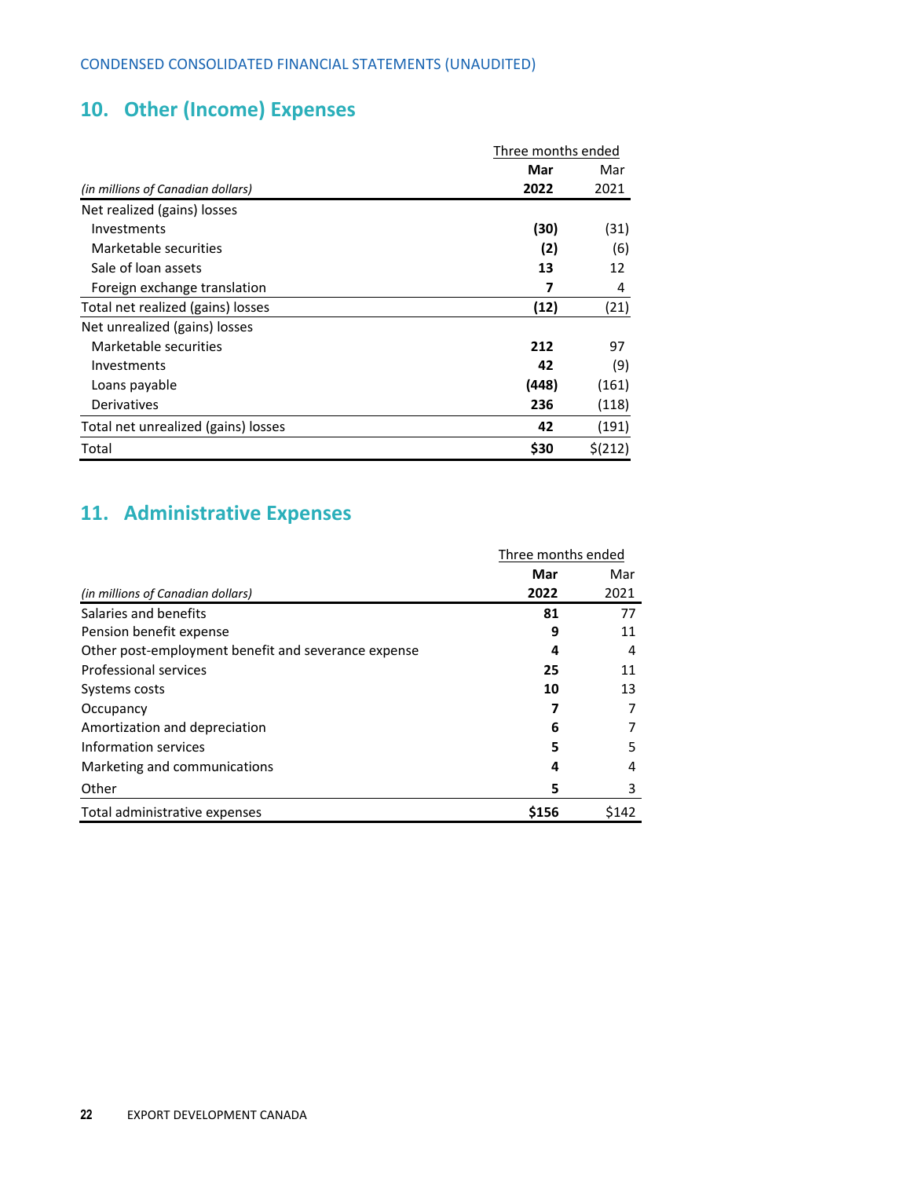CONDENSED CONSOLIDATED FINANCIAL STATEMENTS (UNAUDITED)

## 10. Other (Income) Expenses

| *(in millions of Canadian dollars)* | Three months ended Mar 2022 | Mar 2021 |
|---|---|---|
| Net realized (gains) losses | | |
| Investments | **(30)** | (31) |
| Marketable securities | **(2)** | (6) |
| Sale of loan assets | **13** | 12 |
| Foreign exchange translation | **7** | 4 |
| Total net realized (gains) losses | **(12)** | (21) |
| Net unrealized (gains) losses | | |
| Marketable securities | **212** | 97 |
| Investments | **42** | (9) |
| Loans payable | **(448)** | (161) |
| Derivatives | **236** | (118) |
| Total net unrealized (gains) losses | **42** | (191) |
| Total | **$30** | $(212) |

## 11. Administrative Expenses

| *(in millions of Canadian dollars)* | Three months ended Mar 2022 | Mar 2021 |
|---|---|---|
| Salaries and benefits | **81** | 77 |
| Pension benefit expense | **9** | 11 |
| Other post-employment benefit and severance expense | **4** | 4 |
| Professional services | **25** | 11 |
| Systems costs | **10** | 13 |
| Occupancy | **7** | 7 |
| Amortization and depreciation | **6** | 7 |
| Information services | **5** | 5 |
| Marketing and communications | **4** | 4 |
| Other | **5** | 3 |
| Total administrative expenses | **$156** | $142 |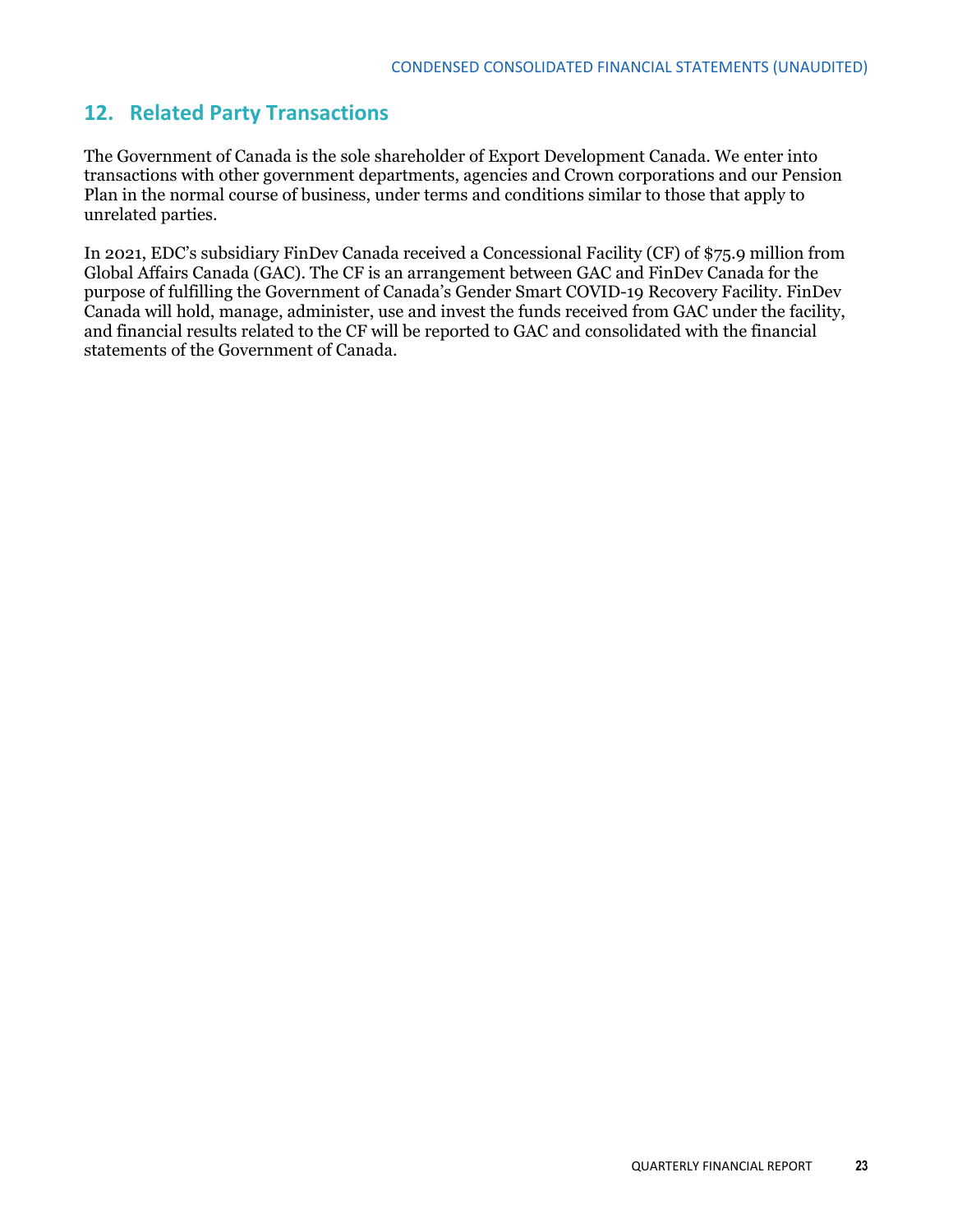## 12. Related Party Transactions

The Government of Canada is the sole shareholder of Export Development Canada. We enter into transactions with other government departments, agencies and Crown corporations and our Pension Plan in the normal course of business, under terms and conditions similar to those that apply to unrelated parties.

In 2021, EDC's subsidiary FinDev Canada received a Concessional Facility (CF) of $75.9 million from Global Affairs Canada (GAC). The CF is an arrangement between GAC and FinDev Canada for the purpose of fulfilling the Government of Canada's Gender Smart COVID-19 Recovery Facility. FinDev Canada will hold, manage, administer, use and invest the funds received from GAC under the facility, and financial results related to the CF will be reported to GAC and consolidated with the financial statements of the Government of Canada.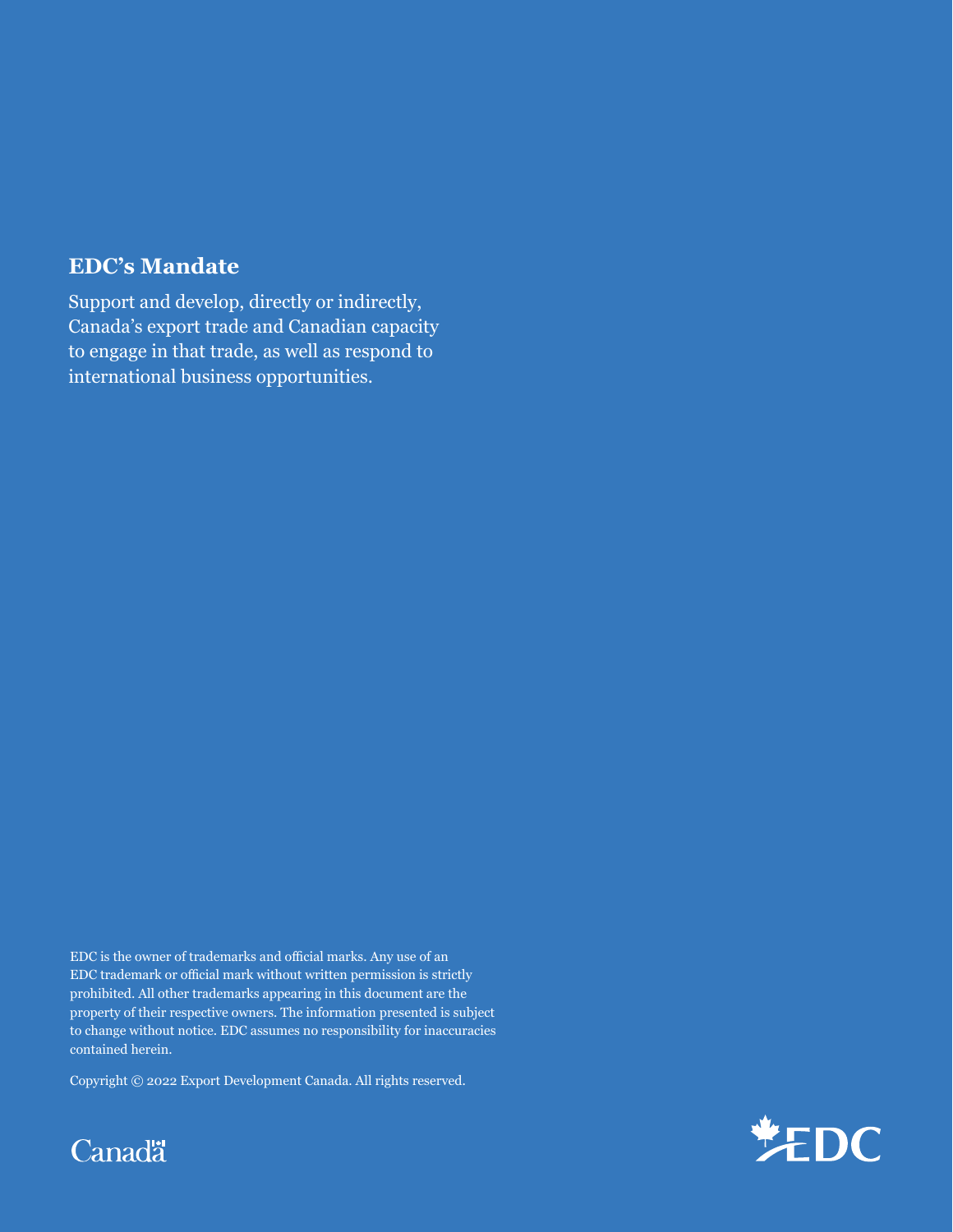## EDC's Mandate

Support and develop, directly or indirectly, Canada's export trade and Canadian capacity to engage in that trade, as well as respond to international business opportunities.

EDC is the owner of trademarks and official marks. Any use of an EDC trademark or official mark without written permission is strictly prohibited. All other trademarks appearing in this document are the property of their respective owners. The information presented is subject to change without notice. EDC assumes no responsibility for inaccuracies contained herein.

Copyright © 2022 Export Development Canada. All rights reserved.

Canada

EDC